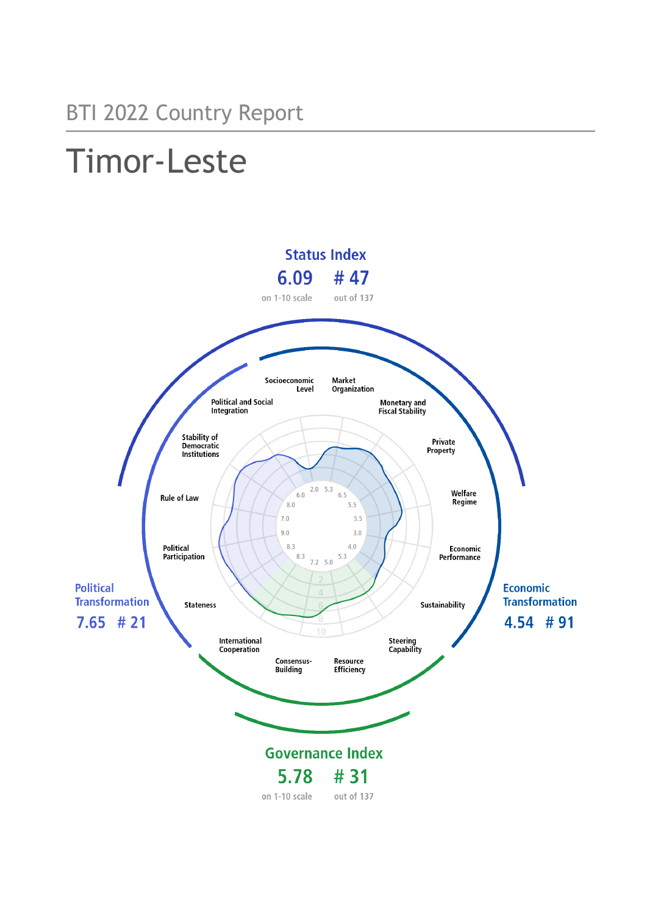BTI 2022 Country Report

# Timor-Leste

## Status Index

**6.09** on 1-10 scale

**# 47** out of 137

## Political Transformation

**7.65 # 21**

## Economic Transformation

**4.54 # 91**

## Governance Index

**5.78** on 1-10 scale

**# 31** out of 137

| Criterion | Score |
| --- | --- |
| Socioeconomic Level | 2.0 |
| Market Organization | 5.3 |
| Monetary and Fiscal Stability | 6.5 |
| Private Property | 5.5 |
| Welfare Regime | 5.5 |
| Economic Performance | 3.0 |
| Sustainability | 4.0 |
| Steering Capability | 5.3 |
| Resource Efficiency | 5.0 |
| Consensus-Building | 7.2 |
| International Cooperation | 8.3 |
| Stateness | 8.3 |
| Political Participation | 9.0 |
| Rule of Law | 7.0 |
| Stability of Democratic Institutions | 8.0 |
| Political and Social Integration | 6.0 |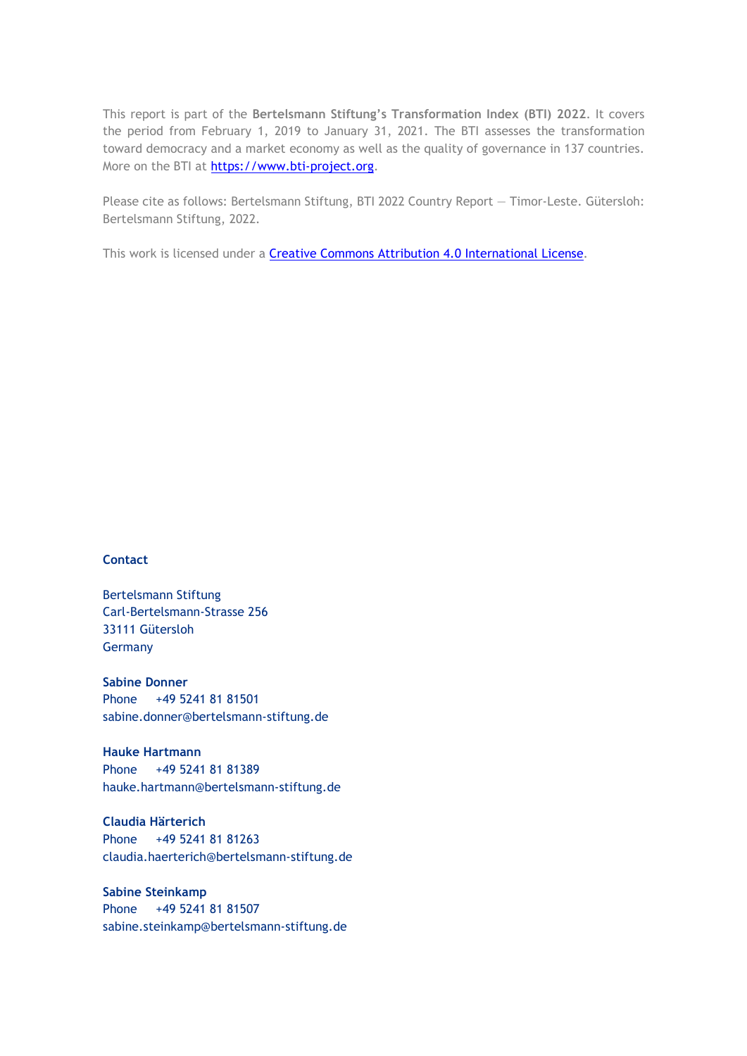This report is part of the **Bertelsmann Stiftung's Transformation Index (BTI) 2022**. It covers the period from February 1, 2019 to January 31, 2021. The BTI assesses the transformation toward democracy and a market economy as well as the quality of governance in 137 countries. More on the BTI at [https://www.bti-project.org](https://www.bti-project.org).

Please cite as follows: Bertelsmann Stiftung, BTI 2022 Country Report — Timor-Leste. Gütersloh: Bertelsmann Stiftung, 2022.

This work is licensed under a [Creative Commons Attribution 4.0 International License](https://creativecommons.org/licenses/by/4.0/).

**Contact**

Bertelsmann Stiftung
Carl-Bertelsmann-Strasse 256
33111 Gütersloh
Germany

**Sabine Donner**
Phone +49 5241 81 81501
sabine.donner@bertelsmann-stiftung.de

**Hauke Hartmann**
Phone +49 5241 81 81389
hauke.hartmann@bertelsmann-stiftung.de

**Claudia Härterich**
Phone +49 5241 81 81263
claudia.haerterich@bertelsmann-stiftung.de

**Sabine Steinkamp**
Phone +49 5241 81 81507
sabine.steinkamp@bertelsmann-stiftung.de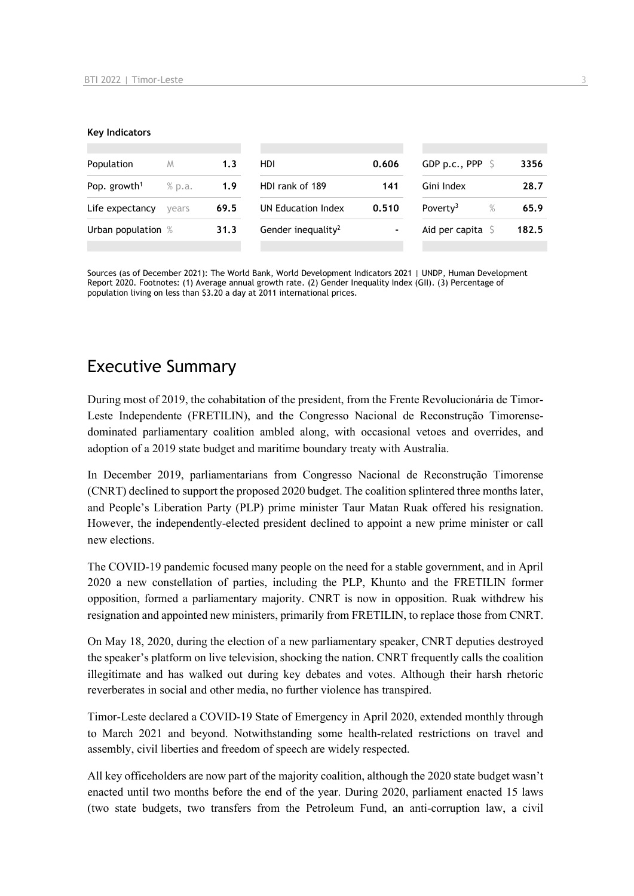**Key Indicators**

| Population | M | 1.3 | HDI | 0.606 | GDP p.c., PPP | $ | 3356 |
|---|---|---|---|---|---|---|---|
| Pop. growth[1] | % p.a. | 1.9 | HDI rank of 189 | 141 | Gini Index | | 28.7 |
| Life expectancy | years | 69.5 | UN Education Index | 0.510 | Poverty[3] | % | 65.9 |
| Urban population | % | 31.3 | Gender inequality[2] | - | Aid per capita | $ | 182.5 |

Sources (as of December 2021): The World Bank, World Development Indicators 2021 | UNDP, Human Development Report 2020. Footnotes: (1) Average annual growth rate. (2) Gender Inequality Index (GII). (3) Percentage of population living on less than $3.20 a day at 2011 international prices.

# Executive Summary

During most of 2019, the cohabitation of the president, from the Frente Revolucionária de Timor-Leste Independente (FRETILIN), and the Congresso Nacional de Reconstrução Timorense-dominated parliamentary coalition ambled along, with occasional vetoes and overrides, and adoption of a 2019 state budget and maritime boundary treaty with Australia.

In December 2019, parliamentarians from Congresso Nacional de Reconstrução Timorense (CNRT) declined to support the proposed 2020 budget. The coalition splintered three months later, and People's Liberation Party (PLP) prime minister Taur Matan Ruak offered his resignation. However, the independently-elected president declined to appoint a new prime minister or call new elections.

The COVID-19 pandemic focused many people on the need for a stable government, and in April 2020 a new constellation of parties, including the PLP, Khunto and the FRETILIN former opposition, formed a parliamentary majority. CNRT is now in opposition. Ruak withdrew his resignation and appointed new ministers, primarily from FRETILIN, to replace those from CNRT.

On May 18, 2020, during the election of a new parliamentary speaker, CNRT deputies destroyed the speaker's platform on live television, shocking the nation. CNRT frequently calls the coalition illegitimate and has walked out during key debates and votes. Although their harsh rhetoric reverberates in social and other media, no further violence has transpired.

Timor-Leste declared a COVID-19 State of Emergency in April 2020, extended monthly through to March 2021 and beyond. Notwithstanding some health-related restrictions on travel and assembly, civil liberties and freedom of speech are widely respected.

All key officeholders are now part of the majority coalition, although the 2020 state budget wasn't enacted until two months before the end of the year. During 2020, parliament enacted 15 laws (two state budgets, two transfers from the Petroleum Fund, an anti-corruption law, a civil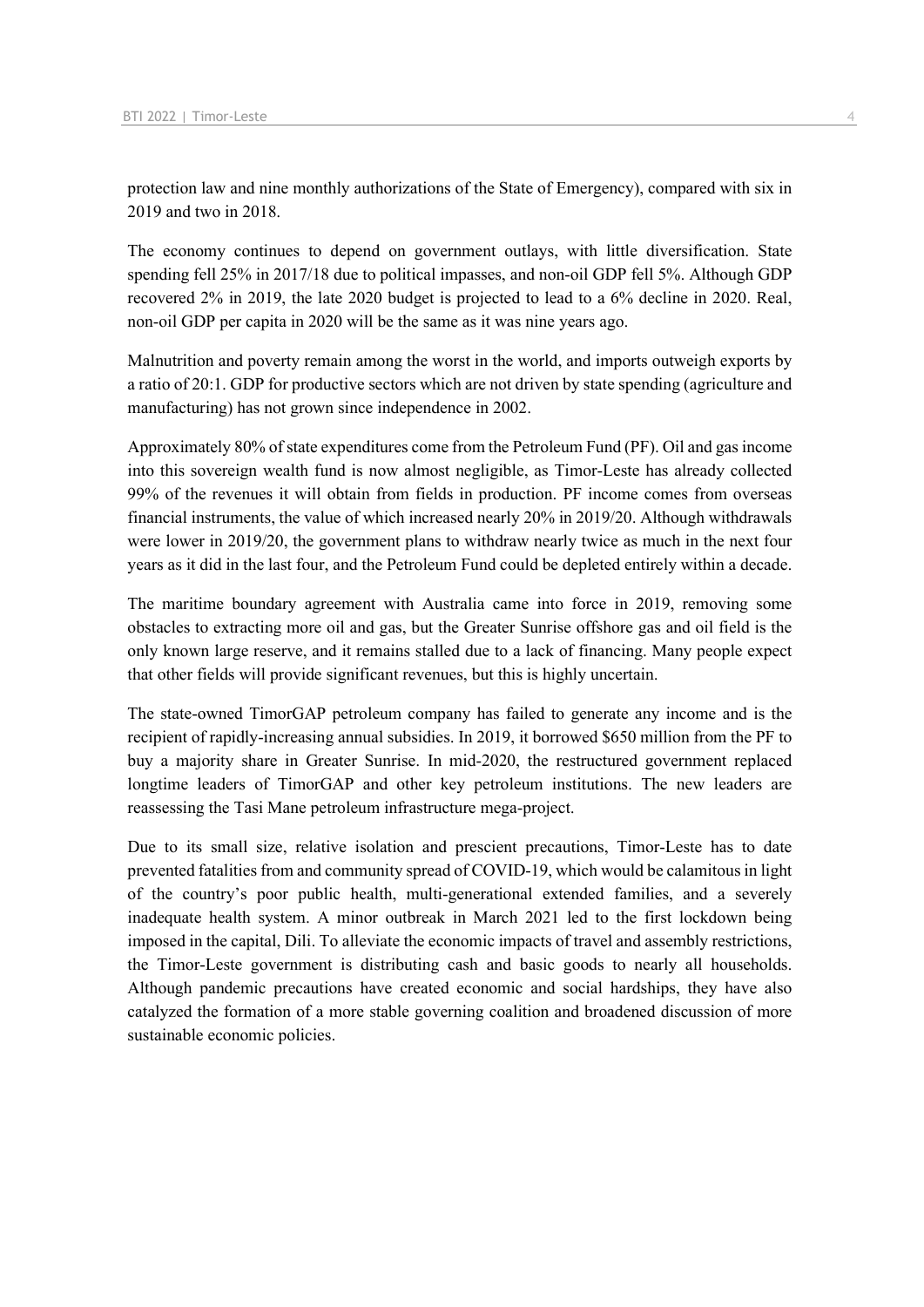protection law and nine monthly authorizations of the State of Emergency), compared with six in 2019 and two in 2018.

The economy continues to depend on government outlays, with little diversification. State spending fell 25% in 2017/18 due to political impasses, and non-oil GDP fell 5%. Although GDP recovered 2% in 2019, the late 2020 budget is projected to lead to a 6% decline in 2020. Real, non-oil GDP per capita in 2020 will be the same as it was nine years ago.

Malnutrition and poverty remain among the worst in the world, and imports outweigh exports by a ratio of 20:1. GDP for productive sectors which are not driven by state spending (agriculture and manufacturing) has not grown since independence in 2002.

Approximately 80% of state expenditures come from the Petroleum Fund (PF). Oil and gas income into this sovereign wealth fund is now almost negligible, as Timor-Leste has already collected 99% of the revenues it will obtain from fields in production. PF income comes from overseas financial instruments, the value of which increased nearly 20% in 2019/20. Although withdrawals were lower in 2019/20, the government plans to withdraw nearly twice as much in the next four years as it did in the last four, and the Petroleum Fund could be depleted entirely within a decade.

The maritime boundary agreement with Australia came into force in 2019, removing some obstacles to extracting more oil and gas, but the Greater Sunrise offshore gas and oil field is the only known large reserve, and it remains stalled due to a lack of financing. Many people expect that other fields will provide significant revenues, but this is highly uncertain.

The state-owned TimorGAP petroleum company has failed to generate any income and is the recipient of rapidly-increasing annual subsidies. In 2019, it borrowed $650 million from the PF to buy a majority share in Greater Sunrise. In mid-2020, the restructured government replaced longtime leaders of TimorGAP and other key petroleum institutions. The new leaders are reassessing the Tasi Mane petroleum infrastructure mega-project.

Due to its small size, relative isolation and prescient precautions, Timor-Leste has to date prevented fatalities from and community spread of COVID-19, which would be calamitous in light of the country's poor public health, multi-generational extended families, and a severely inadequate health system. A minor outbreak in March 2021 led to the first lockdown being imposed in the capital, Dili. To alleviate the economic impacts of travel and assembly restrictions, the Timor-Leste government is distributing cash and basic goods to nearly all households. Although pandemic precautions have created economic and social hardships, they have also catalyzed the formation of a more stable governing coalition and broadened discussion of more sustainable economic policies.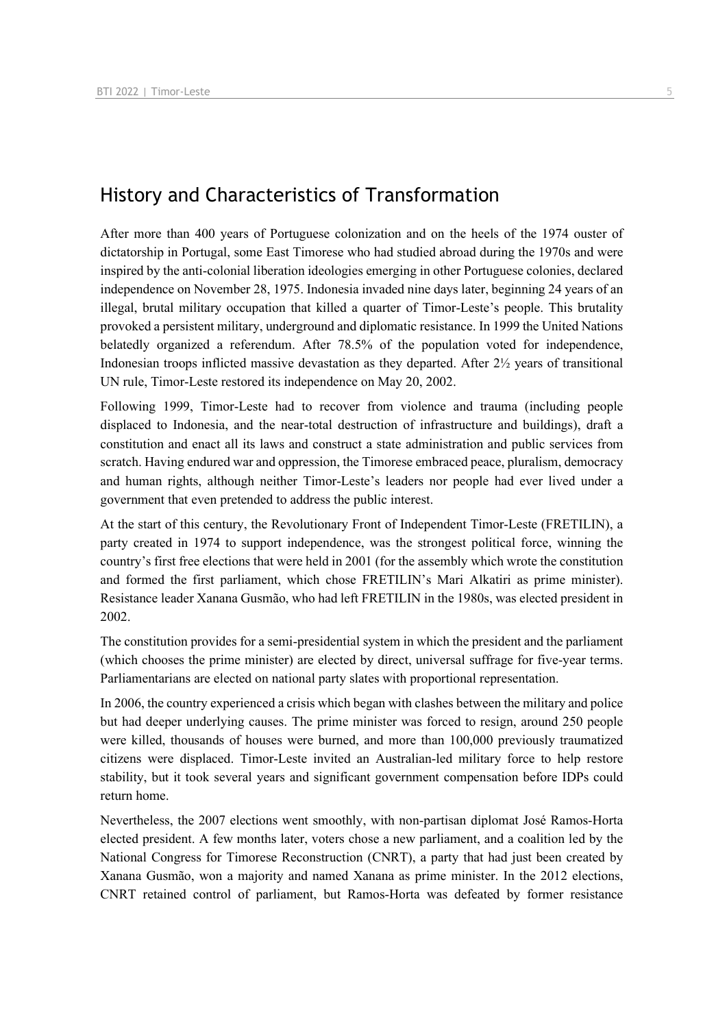## History and Characteristics of Transformation

After more than 400 years of Portuguese colonization and on the heels of the 1974 ouster of dictatorship in Portugal, some East Timorese who had studied abroad during the 1970s and were inspired by the anti-colonial liberation ideologies emerging in other Portuguese colonies, declared independence on November 28, 1975. Indonesia invaded nine days later, beginning 24 years of an illegal, brutal military occupation that killed a quarter of Timor-Leste's people. This brutality provoked a persistent military, underground and diplomatic resistance. In 1999 the United Nations belatedly organized a referendum. After 78.5% of the population voted for independence, Indonesian troops inflicted massive devastation as they departed. After 2½ years of transitional UN rule, Timor-Leste restored its independence on May 20, 2002.

Following 1999, Timor-Leste had to recover from violence and trauma (including people displaced to Indonesia, and the near-total destruction of infrastructure and buildings), draft a constitution and enact all its laws and construct a state administration and public services from scratch. Having endured war and oppression, the Timorese embraced peace, pluralism, democracy and human rights, although neither Timor-Leste's leaders nor people had ever lived under a government that even pretended to address the public interest.

At the start of this century, the Revolutionary Front of Independent Timor-Leste (FRETILIN), a party created in 1974 to support independence, was the strongest political force, winning the country's first free elections that were held in 2001 (for the assembly which wrote the constitution and formed the first parliament, which chose FRETILIN's Mari Alkatiri as prime minister). Resistance leader Xanana Gusmão, who had left FRETILIN in the 1980s, was elected president in 2002.

The constitution provides for a semi-presidential system in which the president and the parliament (which chooses the prime minister) are elected by direct, universal suffrage for five-year terms. Parliamentarians are elected on national party slates with proportional representation.

In 2006, the country experienced a crisis which began with clashes between the military and police but had deeper underlying causes. The prime minister was forced to resign, around 250 people were killed, thousands of houses were burned, and more than 100,000 previously traumatized citizens were displaced. Timor-Leste invited an Australian-led military force to help restore stability, but it took several years and significant government compensation before IDPs could return home.

Nevertheless, the 2007 elections went smoothly, with non-partisan diplomat José Ramos-Horta elected president. A few months later, voters chose a new parliament, and a coalition led by the National Congress for Timorese Reconstruction (CNRT), a party that had just been created by Xanana Gusmão, won a majority and named Xanana as prime minister. In the 2012 elections, CNRT retained control of parliament, but Ramos-Horta was defeated by former resistance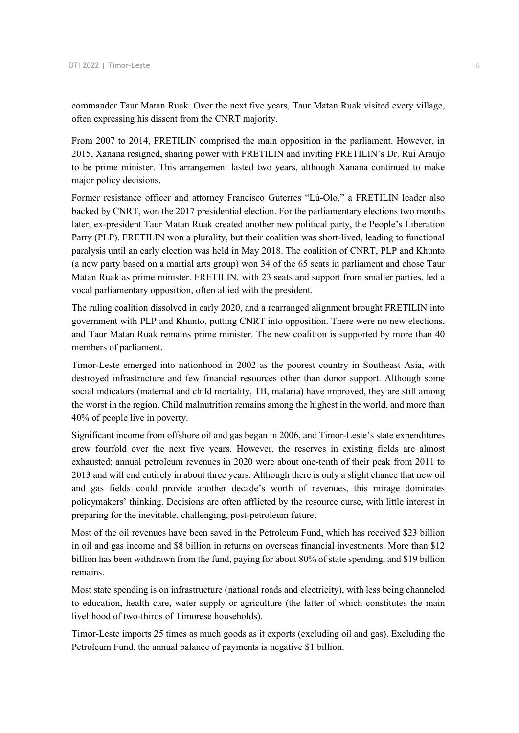commander Taur Matan Ruak. Over the next five years, Taur Matan Ruak visited every village, often expressing his dissent from the CNRT majority.

From 2007 to 2014, FRETILIN comprised the main opposition in the parliament. However, in 2015, Xanana resigned, sharing power with FRETILIN and inviting FRETILIN's Dr. Rui Araujo to be prime minister. This arrangement lasted two years, although Xanana continued to make major policy decisions.

Former resistance officer and attorney Francisco Guterres "Lú-Olo," a FRETILIN leader also backed by CNRT, won the 2017 presidential election. For the parliamentary elections two months later, ex-president Taur Matan Ruak created another new political party, the People's Liberation Party (PLP). FRETILIN won a plurality, but their coalition was short-lived, leading to functional paralysis until an early election was held in May 2018. The coalition of CNRT, PLP and Khunto (a new party based on a martial arts group) won 34 of the 65 seats in parliament and chose Taur Matan Ruak as prime minister. FRETILIN, with 23 seats and support from smaller parties, led a vocal parliamentary opposition, often allied with the president.

The ruling coalition dissolved in early 2020, and a rearranged alignment brought FRETILIN into government with PLP and Khunto, putting CNRT into opposition. There were no new elections, and Taur Matan Ruak remains prime minister. The new coalition is supported by more than 40 members of parliament.

Timor-Leste emerged into nationhood in 2002 as the poorest country in Southeast Asia, with destroyed infrastructure and few financial resources other than donor support. Although some social indicators (maternal and child mortality, TB, malaria) have improved, they are still among the worst in the region. Child malnutrition remains among the highest in the world, and more than 40% of people live in poverty.

Significant income from offshore oil and gas began in 2006, and Timor-Leste's state expenditures grew fourfold over the next five years. However, the reserves in existing fields are almost exhausted; annual petroleum revenues in 2020 were about one-tenth of their peak from 2011 to 2013 and will end entirely in about three years. Although there is only a slight chance that new oil and gas fields could provide another decade's worth of revenues, this mirage dominates policymakers' thinking. Decisions are often afflicted by the resource curse, with little interest in preparing for the inevitable, challenging, post-petroleum future.

Most of the oil revenues have been saved in the Petroleum Fund, which has received $23 billion in oil and gas income and $8 billion in returns on overseas financial investments. More than $12 billion has been withdrawn from the fund, paying for about 80% of state spending, and $19 billion remains.

Most state spending is on infrastructure (national roads and electricity), with less being channeled to education, health care, water supply or agriculture (the latter of which constitutes the main livelihood of two-thirds of Timorese households).

Timor-Leste imports 25 times as much goods as it exports (excluding oil and gas). Excluding the Petroleum Fund, the annual balance of payments is negative $1 billion.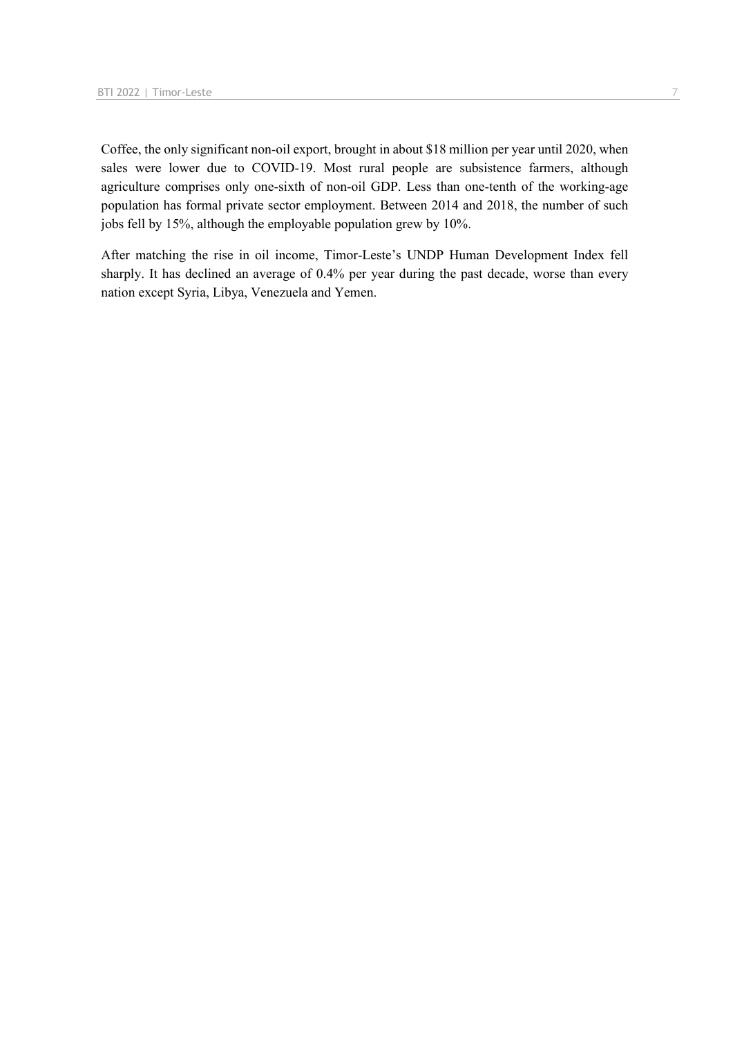Coffee, the only significant non-oil export, brought in about $18 million per year until 2020, when sales were lower due to COVID-19. Most rural people are subsistence farmers, although agriculture comprises only one-sixth of non-oil GDP. Less than one-tenth of the working-age population has formal private sector employment. Between 2014 and 2018, the number of such jobs fell by 15%, although the employable population grew by 10%.

After matching the rise in oil income, Timor-Leste's UNDP Human Development Index fell sharply. It has declined an average of 0.4% per year during the past decade, worse than every nation except Syria, Libya, Venezuela and Yemen.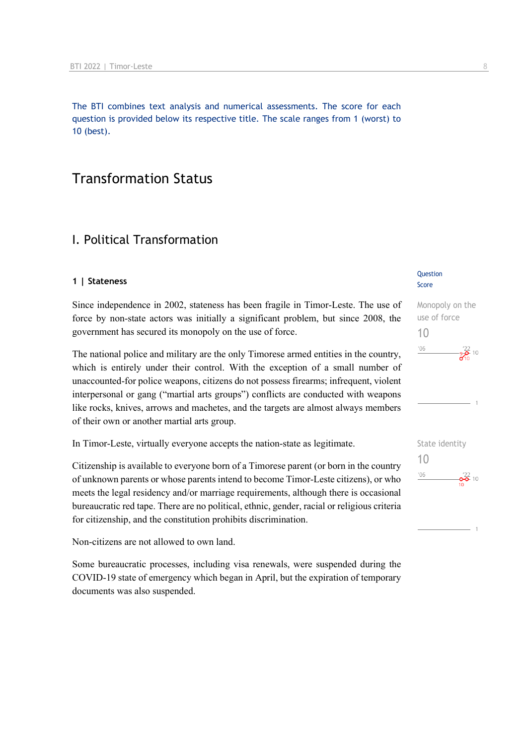The BTI combines text analysis and numerical assessments. The score for each question is provided below its respective title. The scale ranges from 1 (worst) to 10 (best).

# Transformation Status

## I. Political Transformation

### 1 | Stateness

Question Score

Since independence in 2002, stateness has been fragile in Timor-Leste. The use of force by non-state actors was initially a significant problem, but since 2008, the government has secured its monopoly on the use of force.

Monopoly on the use of force
10

The national police and military are the only Timorese armed entities in the country, which is entirely under their control. With the exception of a small number of unaccounted-for police weapons, citizens do not possess firearms; infrequent, violent interpersonal or gang ("martial arts groups") conflicts are conducted with weapons like rocks, knives, arrows and machetes, and the targets are almost always members of their own or another martial arts group.

In Timor-Leste, virtually everyone accepts the nation-state as legitimate.

State identity
10

Citizenship is available to everyone born of a Timorese parent (or born in the country of unknown parents or whose parents intend to become Timor-Leste citizens), or who meets the legal residency and/or marriage requirements, although there is occasional bureaucratic red tape. There are no political, ethnic, gender, racial or religious criteria for citizenship, and the constitution prohibits discrimination.

Non-citizens are not allowed to own land.

Some bureaucratic processes, including visa renewals, were suspended during the COVID-19 state of emergency which began in April, but the expiration of temporary documents was also suspended.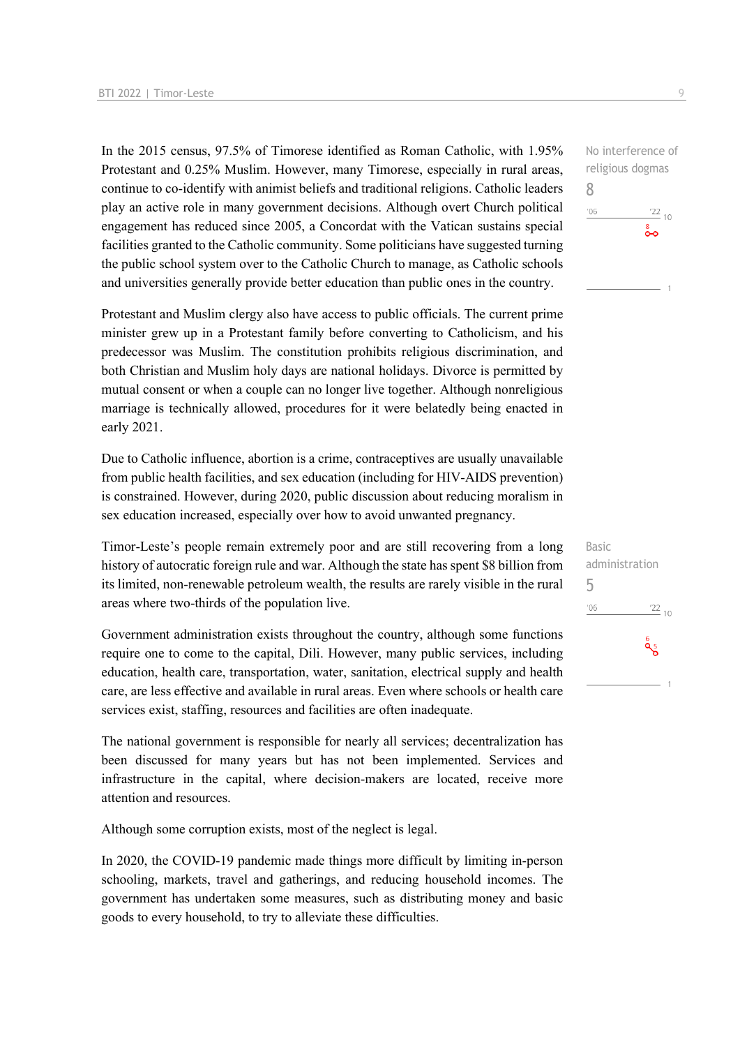In the 2015 census, 97.5% of Timorese identified as Roman Catholic, with 1.95% Protestant and 0.25% Muslim. However, many Timorese, especially in rural areas, continue to co-identify with animist beliefs and traditional religions. Catholic leaders play an active role in many government decisions. Although overt Church political engagement has reduced since 2005, a Concordat with the Vatican sustains special facilities granted to the Catholic community. Some politicians have suggested turning the public school system over to the Catholic Church to manage, as Catholic schools and universities generally provide better education than public ones in the country.

No interference of religious dogmas
8

'06 '22 10

8

1

Protestant and Muslim clergy also have access to public officials. The current prime minister grew up in a Protestant family before converting to Catholicism, and his predecessor was Muslim. The constitution prohibits religious discrimination, and both Christian and Muslim holy days are national holidays. Divorce is permitted by mutual consent or when a couple can no longer live together. Although nonreligious marriage is technically allowed, procedures for it were belatedly being enacted in early 2021.

Due to Catholic influence, abortion is a crime, contraceptives are usually unavailable from public health facilities, and sex education (including for HIV-AIDS prevention) is constrained. However, during 2020, public discussion about reducing moralism in sex education increased, especially over how to avoid unwanted pregnancy.

Timor-Leste's people remain extremely poor and are still recovering from a long history of autocratic foreign rule and war. Although the state has spent $8 billion from its limited, non-renewable petroleum wealth, the results are rarely visible in the rural areas where two-thirds of the population live.

Basic administration
5

'06 '22 10

6 5

1

Government administration exists throughout the country, although some functions require one to come to the capital, Dili. However, many public services, including education, health care, transportation, water, sanitation, electrical supply and health care, are less effective and available in rural areas. Even where schools or health care services exist, staffing, resources and facilities are often inadequate.

The national government is responsible for nearly all services; decentralization has been discussed for many years but has not been implemented. Services and infrastructure in the capital, where decision-makers are located, receive more attention and resources.

Although some corruption exists, most of the neglect is legal.

In 2020, the COVID-19 pandemic made things more difficult by limiting in-person schooling, markets, travel and gatherings, and reducing household incomes. The government has undertaken some measures, such as distributing money and basic goods to every household, to try to alleviate these difficulties.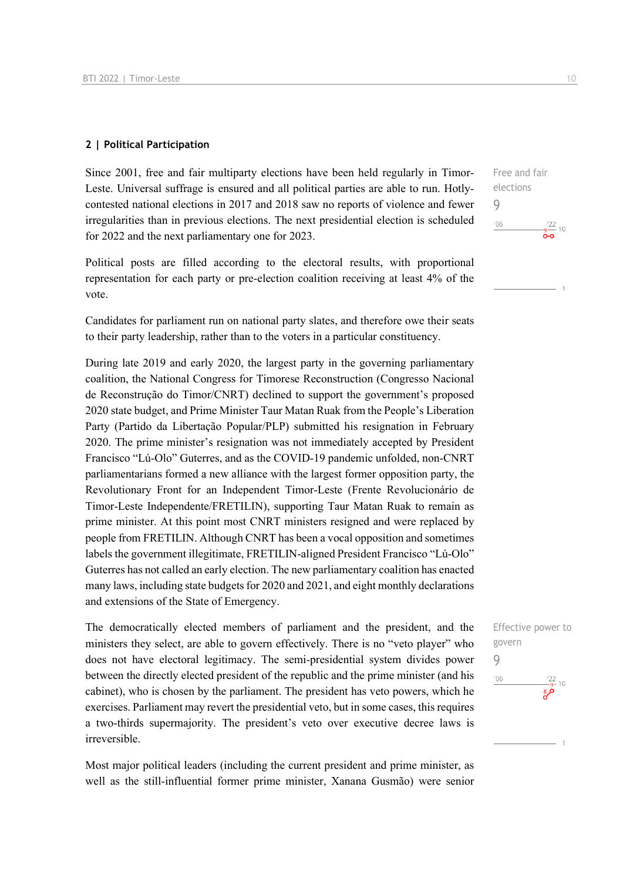## 2 | Political Participation

Free and fair elections

9

Since 2001, free and fair multiparty elections have been held regularly in Timor-Leste. Universal suffrage is ensured and all political parties are able to run. Hotly-contested national elections in 2017 and 2018 saw no reports of violence and fewer irregularities than in previous elections. The next presidential election is scheduled for 2022 and the next parliamentary one for 2023.

Political posts are filled according to the electoral results, with proportional representation for each party or pre-election coalition receiving at least 4% of the vote.

Candidates for parliament run on national party slates, and therefore owe their seats to their party leadership, rather than to the voters in a particular constituency.

During late 2019 and early 2020, the largest party in the governing parliamentary coalition, the National Congress for Timorese Reconstruction (Congresso Nacional de Reconstrução do Timor/CNRT) declined to support the government's proposed 2020 state budget, and Prime Minister Taur Matan Ruak from the People's Liberation Party (Partido da Libertação Popular/PLP) submitted his resignation in February 2020. The prime minister's resignation was not immediately accepted by President Francisco "Lú-Olo" Guterres, and as the COVID-19 pandemic unfolded, non-CNRT parliamentarians formed a new alliance with the largest former opposition party, the Revolutionary Front for an Independent Timor-Leste (Frente Revolucionário de Timor-Leste Independente/FRETILIN), supporting Taur Matan Ruak to remain as prime minister. At this point most CNRT ministers resigned and were replaced by people from FRETILIN. Although CNRT has been a vocal opposition and sometimes labels the government illegitimate, FRETILIN-aligned President Francisco "Lú-Olo" Guterres has not called an early election. The new parliamentary coalition has enacted many laws, including state budgets for 2020 and 2021, and eight monthly declarations and extensions of the State of Emergency.

Effective power to govern

9

The democratically elected members of parliament and the president, and the ministers they select, are able to govern effectively. There is no "veto player" who does not have electoral legitimacy. The semi-presidential system divides power between the directly elected president of the republic and the prime minister (and his cabinet), who is chosen by the parliament. The president has veto powers, which he exercises. Parliament may revert the presidential veto, but in some cases, this requires a two-thirds supermajority. The president's veto over executive decree laws is irreversible.

Most major political leaders (including the current president and prime minister, as well as the still-influential former prime minister, Xanana Gusmão) were senior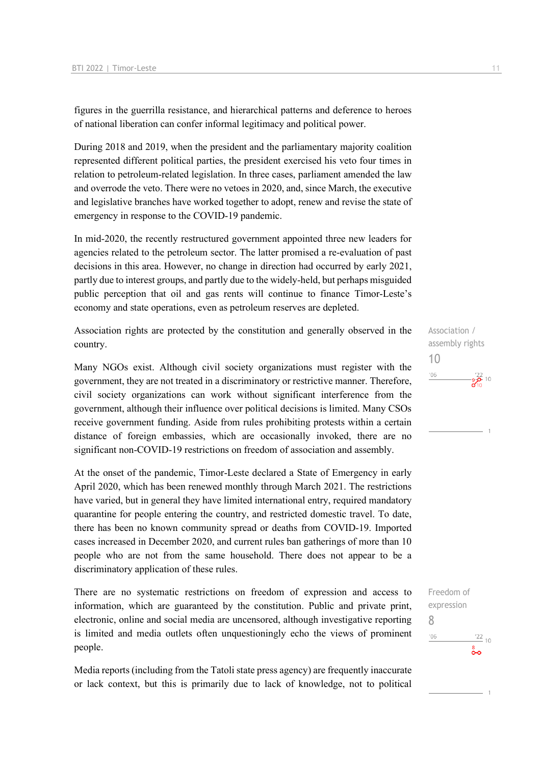figures in the guerrilla resistance, and hierarchical patterns and deference to heroes of national liberation can confer informal legitimacy and political power.

During 2018 and 2019, when the president and the parliamentary majority coalition represented different political parties, the president exercised his veto four times in relation to petroleum-related legislation. In three cases, parliament amended the law and overrode the veto. There were no vetoes in 2020, and, since March, the executive and legislative branches have worked together to adopt, renew and revise the state of emergency in response to the COVID-19 pandemic.

In mid-2020, the recently restructured government appointed three new leaders for agencies related to the petroleum sector. The latter promised a re-evaluation of past decisions in this area. However, no change in direction had occurred by early 2021, partly due to interest groups, and partly due to the widely-held, but perhaps misguided public perception that oil and gas rents will continue to finance Timor-Leste's economy and state operations, even as petroleum reserves are depleted.

Association / assembly rights
10

Association rights are protected by the constitution and generally observed in the country.

Many NGOs exist. Although civil society organizations must register with the government, they are not treated in a discriminatory or restrictive manner. Therefore, civil society organizations can work without significant interference from the government, although their influence over political decisions is limited. Many CSOs receive government funding. Aside from rules prohibiting protests within a certain distance of foreign embassies, which are occasionally invoked, there are no significant non-COVID-19 restrictions on freedom of association and assembly.

At the onset of the pandemic, Timor-Leste declared a State of Emergency in early April 2020, which has been renewed monthly through March 2021. The restrictions have varied, but in general they have limited international entry, required mandatory quarantine for people entering the country, and restricted domestic travel. To date, there has been no known community spread or deaths from COVID-19. Imported cases increased in December 2020, and current rules ban gatherings of more than 10 people who are not from the same household. There does not appear to be a discriminatory application of these rules.

Freedom of expression
8

There are no systematic restrictions on freedom of expression and access to information, which are guaranteed by the constitution. Public and private print, electronic, online and social media are uncensored, although investigative reporting is limited and media outlets often unquestioningly echo the views of prominent people.

Media reports (including from the Tatoli state press agency) are frequently inaccurate or lack context, but this is primarily due to lack of knowledge, not to political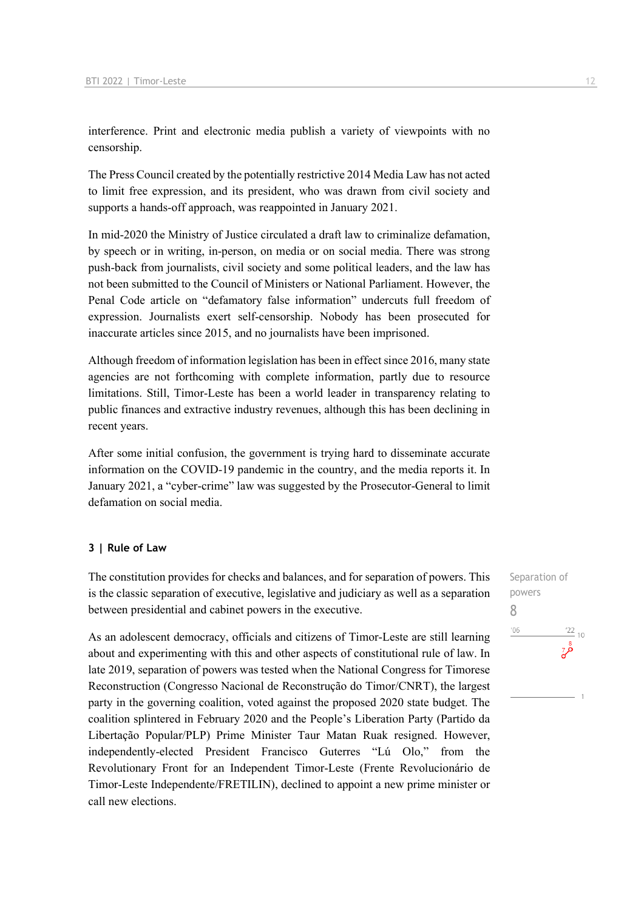interference. Print and electronic media publish a variety of viewpoints with no censorship.

The Press Council created by the potentially restrictive 2014 Media Law has not acted to limit free expression, and its president, who was drawn from civil society and supports a hands-off approach, was reappointed in January 2021.

In mid-2020 the Ministry of Justice circulated a draft law to criminalize defamation, by speech or in writing, in-person, on media or on social media. There was strong push-back from journalists, civil society and some political leaders, and the law has not been submitted to the Council of Ministers or National Parliament. However, the Penal Code article on "defamatory false information" undercuts full freedom of expression. Journalists exert self-censorship. Nobody has been prosecuted for inaccurate articles since 2015, and no journalists have been imprisoned.

Although freedom of information legislation has been in effect since 2016, many state agencies are not forthcoming with complete information, partly due to resource limitations. Still, Timor-Leste has been a world leader in transparency relating to public finances and extractive industry revenues, although this has been declining in recent years.

After some initial confusion, the government is trying hard to disseminate accurate information on the COVID-19 pandemic in the country, and the media reports it. In January 2021, a "cyber-crime" law was suggested by the Prosecutor-General to limit defamation on social media.

### 3 | Rule of Law

Separation of powers

8

The constitution provides for checks and balances, and for separation of powers. This is the classic separation of executive, legislative and judiciary as well as a separation between presidential and cabinet powers in the executive.

As an adolescent democracy, officials and citizens of Timor-Leste are still learning about and experimenting with this and other aspects of constitutional rule of law. In late 2019, separation of powers was tested when the National Congress for Timorese Reconstruction (Congresso Nacional de Reconstrução do Timor/CNRT), the largest party in the governing coalition, voted against the proposed 2020 state budget. The coalition splintered in February 2020 and the People's Liberation Party (Partido da Libertação Popular/PLP) Prime Minister Taur Matan Ruak resigned. However, independently-elected President Francisco Guterres "Lú Olo," from the Revolutionary Front for an Independent Timor-Leste (Frente Revolucionário de Timor-Leste Independente/FRETILIN), declined to appoint a new prime minister or call new elections.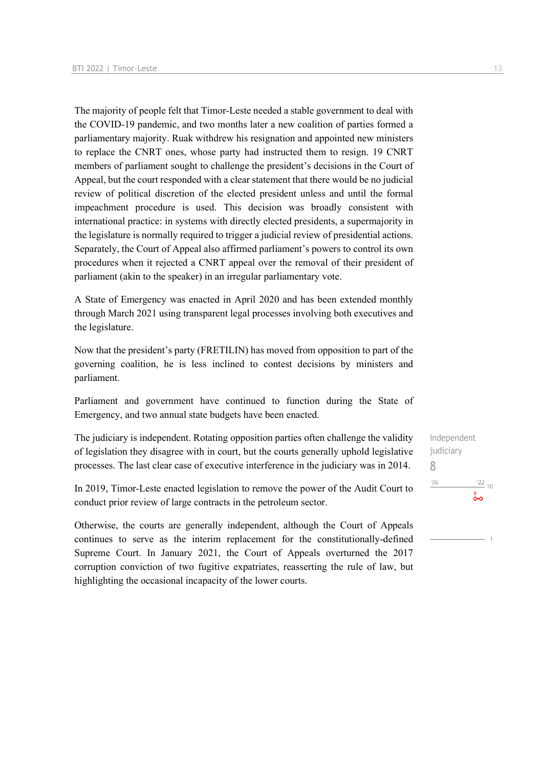The majority of people felt that Timor-Leste needed a stable government to deal with the COVID-19 pandemic, and two months later a new coalition of parties formed a parliamentary majority. Ruak withdrew his resignation and appointed new ministers to replace the CNRT ones, whose party had instructed them to resign. 19 CNRT members of parliament sought to challenge the president's decisions in the Court of Appeal, but the court responded with a clear statement that there would be no judicial review of political discretion of the elected president unless and until the formal impeachment procedure is used. This decision was broadly consistent with international practice: in systems with directly elected presidents, a supermajority in the legislature is normally required to trigger a judicial review of presidential actions. Separately, the Court of Appeal also affirmed parliament's powers to control its own procedures when it rejected a CNRT appeal over the removal of their president of parliament (akin to the speaker) in an irregular parliamentary vote.

A State of Emergency was enacted in April 2020 and has been extended monthly through March 2021 using transparent legal processes involving both executives and the legislature.

Now that the president's party (FRETILIN) has moved from opposition to part of the governing coalition, he is less inclined to contest decisions by ministers and parliament.

Parliament and government have continued to function during the State of Emergency, and two annual state budgets have been enacted.

Independent judiciary

8

The judiciary is independent. Rotating opposition parties often challenge the validity of legislation they disagree with in court, but the courts generally uphold legislative processes. The last clear case of executive interference in the judiciary was in 2014.

In 2019, Timor-Leste enacted legislation to remove the power of the Audit Court to conduct prior review of large contracts in the petroleum sector.

Otherwise, the courts are generally independent, although the Court of Appeals continues to serve as the interim replacement for the constitutionally-defined Supreme Court. In January 2021, the Court of Appeals overturned the 2017 corruption conviction of two fugitive expatriates, reasserting the rule of law, but highlighting the occasional incapacity of the lower courts.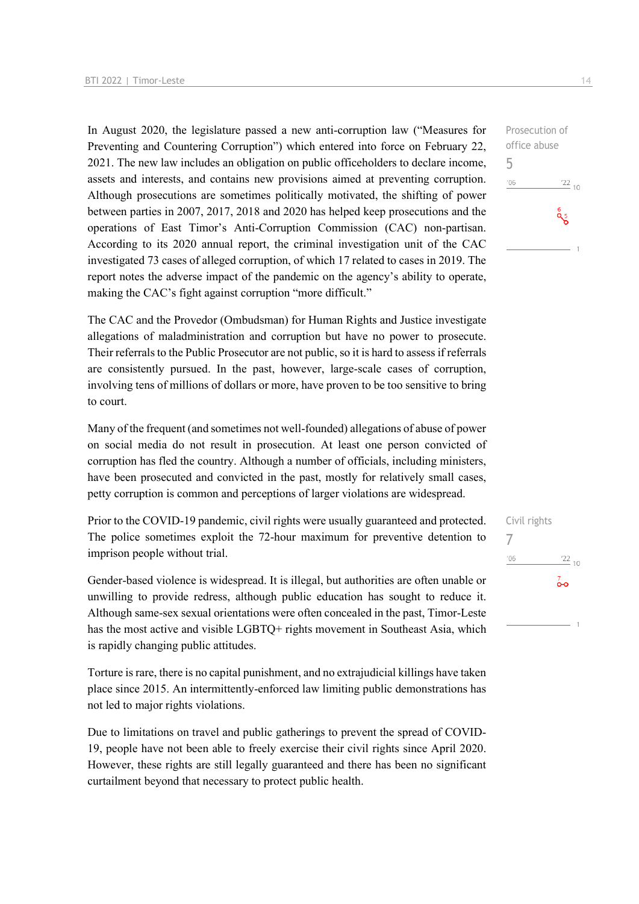In August 2020, the legislature passed a new anti-corruption law ("Measures for Preventing and Countering Corruption") which entered into force on February 22, 2021. The new law includes an obligation on public officeholders to declare income, assets and interests, and contains new provisions aimed at preventing corruption. Although prosecutions are sometimes politically motivated, the shifting of power between parties in 2007, 2017, 2018 and 2020 has helped keep prosecutions and the operations of East Timor's Anti-Corruption Commission (CAC) non-partisan. According to its 2020 annual report, the criminal investigation unit of the CAC investigated 73 cases of alleged corruption, of which 17 related to cases in 2019. The report notes the adverse impact of the pandemic on the agency's ability to operate, making the CAC's fight against corruption "more difficult."

Prosecution of office abuse
5

The CAC and the Provedor (Ombudsman) for Human Rights and Justice investigate allegations of maladministration and corruption but have no power to prosecute. Their referrals to the Public Prosecutor are not public, so it is hard to assess if referrals are consistently pursued. In the past, however, large-scale cases of corruption, involving tens of millions of dollars or more, have proven to be too sensitive to bring to court.

Many of the frequent (and sometimes not well-founded) allegations of abuse of power on social media do not result in prosecution. At least one person convicted of corruption has fled the country. Although a number of officials, including ministers, have been prosecuted and convicted in the past, mostly for relatively small cases, petty corruption is common and perceptions of larger violations are widespread.

Prior to the COVID-19 pandemic, civil rights were usually guaranteed and protected. The police sometimes exploit the 72-hour maximum for preventive detention to imprison people without trial.

Civil rights
7

Gender-based violence is widespread. It is illegal, but authorities are often unable or unwilling to provide redress, although public education has sought to reduce it. Although same-sex sexual orientations were often concealed in the past, Timor-Leste has the most active and visible LGBTQ+ rights movement in Southeast Asia, which is rapidly changing public attitudes.

Torture is rare, there is no capital punishment, and no extrajudicial killings have taken place since 2015. An intermittently-enforced law limiting public demonstrations has not led to major rights violations.

Due to limitations on travel and public gatherings to prevent the spread of COVID-19, people have not been able to freely exercise their civil rights since April 2020. However, these rights are still legally guaranteed and there has been no significant curtailment beyond that necessary to protect public health.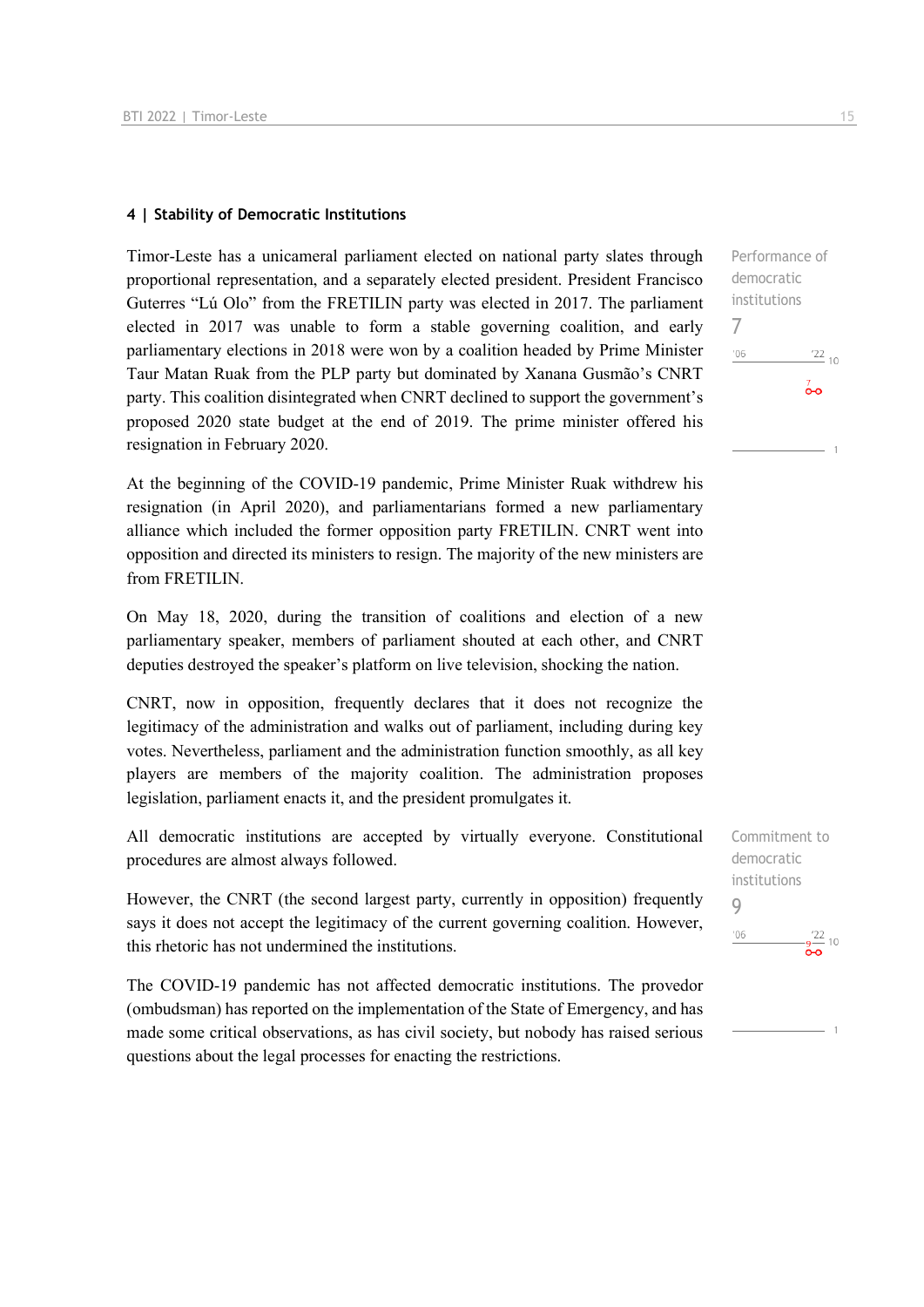#### 4 | Stability of Democratic Institutions

Performance of democratic institutions

7

Timor-Leste has a unicameral parliament elected on national party slates through proportional representation, and a separately elected president. President Francisco Guterres "Lú Olo" from the FRETILIN party was elected in 2017. The parliament elected in 2017 was unable to form a stable governing coalition, and early parliamentary elections in 2018 were won by a coalition headed by Prime Minister Taur Matan Ruak from the PLP party but dominated by Xanana Gusmão's CNRT party. This coalition disintegrated when CNRT declined to support the government's proposed 2020 state budget at the end of 2019. The prime minister offered his resignation in February 2020.

At the beginning of the COVID-19 pandemic, Prime Minister Ruak withdrew his resignation (in April 2020), and parliamentarians formed a new parliamentary alliance which included the former opposition party FRETILIN. CNRT went into opposition and directed its ministers to resign. The majority of the new ministers are from FRETILIN.

On May 18, 2020, during the transition of coalitions and election of a new parliamentary speaker, members of parliament shouted at each other, and CNRT deputies destroyed the speaker's platform on live television, shocking the nation.

CNRT, now in opposition, frequently declares that it does not recognize the legitimacy of the administration and walks out of parliament, including during key votes. Nevertheless, parliament and the administration function smoothly, as all key players are members of the majority coalition. The administration proposes legislation, parliament enacts it, and the president promulgates it.

Commitment to democratic institutions

9

All democratic institutions are accepted by virtually everyone. Constitutional procedures are almost always followed.

However, the CNRT (the second largest party, currently in opposition) frequently says it does not accept the legitimacy of the current governing coalition. However, this rhetoric has not undermined the institutions.

The COVID-19 pandemic has not affected democratic institutions. The provedor (ombudsman) has reported on the implementation of the State of Emergency, and has made some critical observations, as has civil society, but nobody has raised serious questions about the legal processes for enacting the restrictions.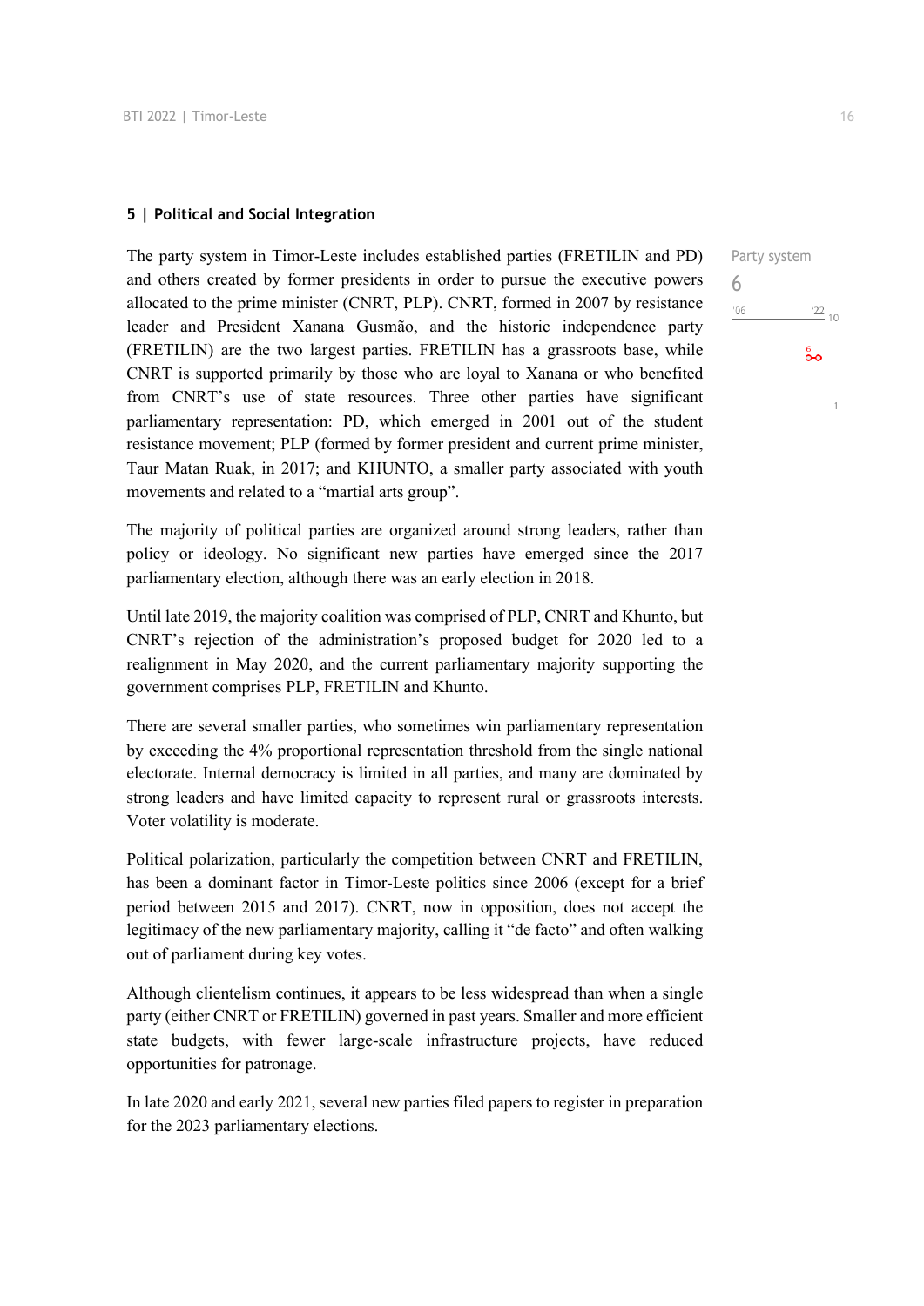## 5 | Political and Social Integration

Party system

6

The party system in Timor-Leste includes established parties (FRETILIN and PD) and others created by former presidents in order to pursue the executive powers allocated to the prime minister (CNRT, PLP). CNRT, formed in 2007 by resistance leader and President Xanana Gusmão, and the historic independence party (FRETILIN) are the two largest parties. FRETILIN has a grassroots base, while CNRT is supported primarily by those who are loyal to Xanana or who benefited from CNRT's use of state resources. Three other parties have significant parliamentary representation: PD, which emerged in 2001 out of the student resistance movement; PLP (formed by former president and current prime minister, Taur Matan Ruak, in 2017; and KHUNTO, a smaller party associated with youth movements and related to a "martial arts group".

The majority of political parties are organized around strong leaders, rather than policy or ideology. No significant new parties have emerged since the 2017 parliamentary election, although there was an early election in 2018.

Until late 2019, the majority coalition was comprised of PLP, CNRT and Khunto, but CNRT's rejection of the administration's proposed budget for 2020 led to a realignment in May 2020, and the current parliamentary majority supporting the government comprises PLP, FRETILIN and Khunto.

There are several smaller parties, who sometimes win parliamentary representation by exceeding the 4% proportional representation threshold from the single national electorate. Internal democracy is limited in all parties, and many are dominated by strong leaders and have limited capacity to represent rural or grassroots interests. Voter volatility is moderate.

Political polarization, particularly the competition between CNRT and FRETILIN, has been a dominant factor in Timor-Leste politics since 2006 (except for a brief period between 2015 and 2017). CNRT, now in opposition, does not accept the legitimacy of the new parliamentary majority, calling it "de facto" and often walking out of parliament during key votes.

Although clientelism continues, it appears to be less widespread than when a single party (either CNRT or FRETILIN) governed in past years. Smaller and more efficient state budgets, with fewer large-scale infrastructure projects, have reduced opportunities for patronage.

In late 2020 and early 2021, several new parties filed papers to register in preparation for the 2023 parliamentary elections.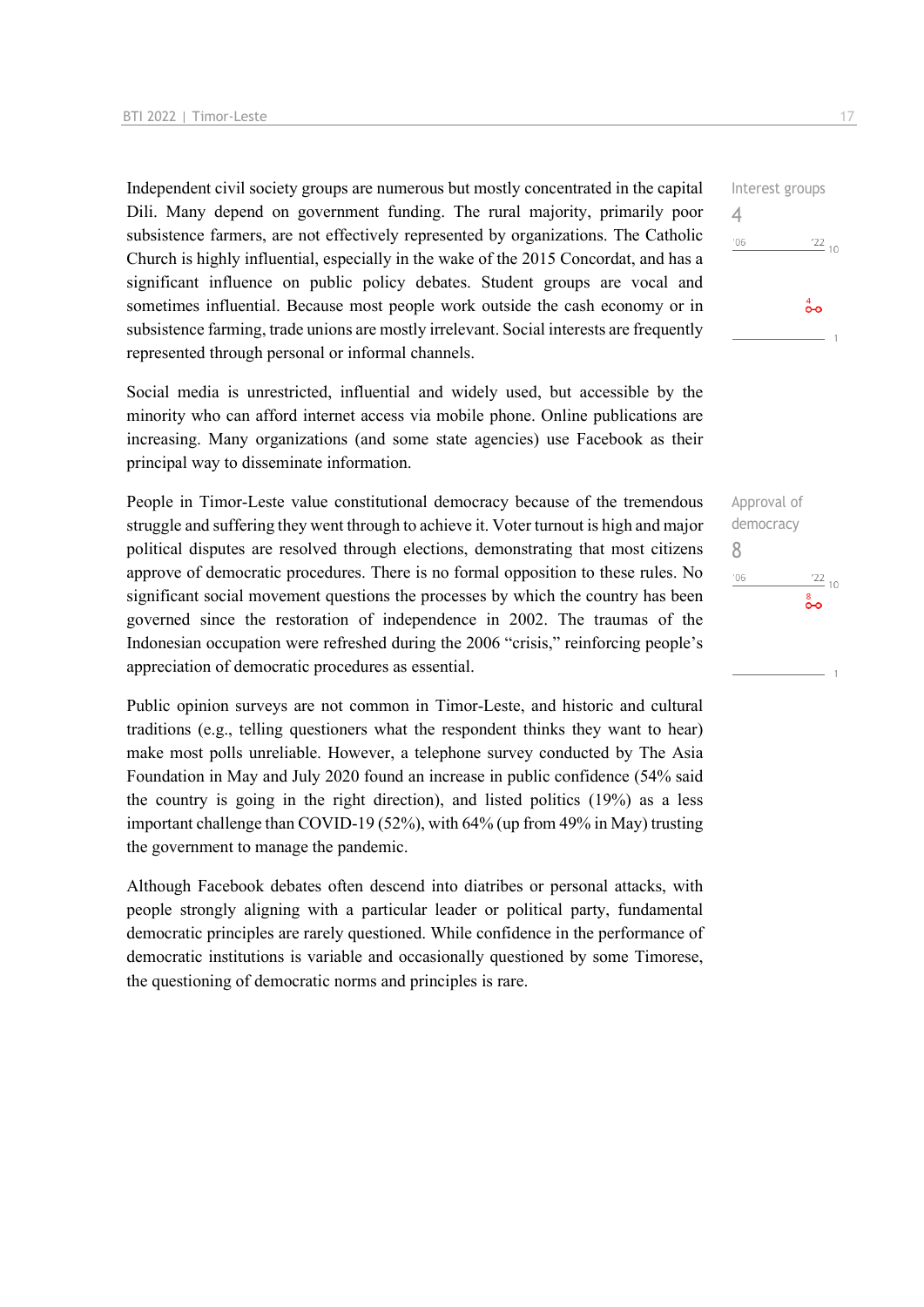Interest groups

4

Independent civil society groups are numerous but mostly concentrated in the capital Dili. Many depend on government funding. The rural majority, primarily poor subsistence farmers, are not effectively represented by organizations. The Catholic Church is highly influential, especially in the wake of the 2015 Concordat, and has a significant influence on public policy debates. Student groups are vocal and sometimes influential. Because most people work outside the cash economy or in subsistence farming, trade unions are mostly irrelevant. Social interests are frequently represented through personal or informal channels.

Social media is unrestricted, influential and widely used, but accessible by the minority who can afford internet access via mobile phone. Online publications are increasing. Many organizations (and some state agencies) use Facebook as their principal way to disseminate information.

Approval of democracy

8

People in Timor-Leste value constitutional democracy because of the tremendous struggle and suffering they went through to achieve it. Voter turnout is high and major political disputes are resolved through elections, demonstrating that most citizens approve of democratic procedures. There is no formal opposition to these rules. No significant social movement questions the processes by which the country has been governed since the restoration of independence in 2002. The traumas of the Indonesian occupation were refreshed during the 2006 "crisis," reinforcing people's appreciation of democratic procedures as essential.

Public opinion surveys are not common in Timor-Leste, and historic and cultural traditions (e.g., telling questioners what the respondent thinks they want to hear) make most polls unreliable. However, a telephone survey conducted by The Asia Foundation in May and July 2020 found an increase in public confidence (54% said the country is going in the right direction), and listed politics (19%) as a less important challenge than COVID-19 (52%), with 64% (up from 49% in May) trusting the government to manage the pandemic.

Although Facebook debates often descend into diatribes or personal attacks, with people strongly aligning with a particular leader or political party, fundamental democratic principles are rarely questioned. While confidence in the performance of democratic institutions is variable and occasionally questioned by some Timorese, the questioning of democratic norms and principles is rare.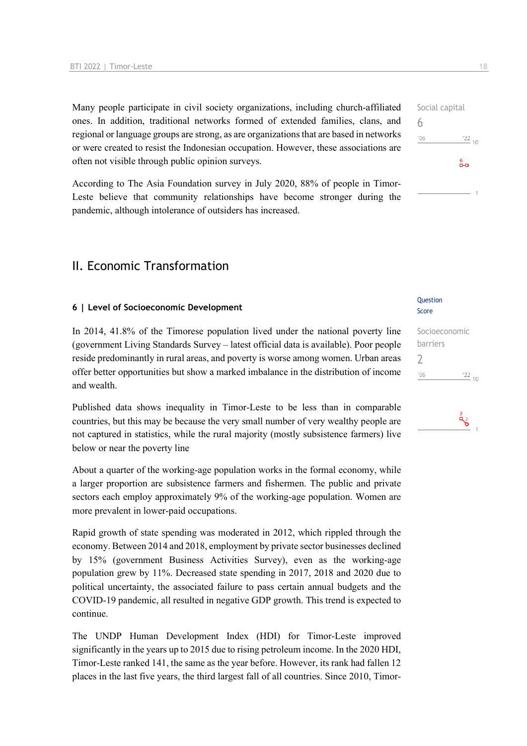Many people participate in civil society organizations, including church-affiliated ones. In addition, traditional networks formed of extended families, clans, and regional or language groups are strong, as are organizations that are based in networks or were created to resist the Indonesian occupation. However, these associations are often not visible through public opinion surveys.

Social capital
6

According to The Asia Foundation survey in July 2020, 88% of people in Timor-Leste believe that community relationships have become stronger during the pandemic, although intolerance of outsiders has increased.

## II. Economic Transformation

### 6 | Level of Socioeconomic Development

Question
Score

In 2014, 41.8% of the Timorese population lived under the national poverty line (government Living Standards Survey – latest official data is available). Poor people reside predominantly in rural areas, and poverty is worse among women. Urban areas offer better opportunities but show a marked imbalance in the distribution of income and wealth.

Socioeconomic barriers
2

Published data shows inequality in Timor-Leste to be less than in comparable countries, but this may be because the very small number of very wealthy people are not captured in statistics, while the rural majority (mostly subsistence farmers) live below or near the poverty line

About a quarter of the working-age population works in the formal economy, while a larger proportion are subsistence farmers and fishermen. The public and private sectors each employ approximately 9% of the working-age population. Women are more prevalent in lower-paid occupations.

Rapid growth of state spending was moderated in 2012, which rippled through the economy. Between 2014 and 2018, employment by private sector businesses declined by 15% (government Business Activities Survey), even as the working-age population grew by 11%. Decreased state spending in 2017, 2018 and 2020 due to political uncertainty, the associated failure to pass certain annual budgets and the COVID-19 pandemic, all resulted in negative GDP growth. This trend is expected to continue.

The UNDP Human Development Index (HDI) for Timor-Leste improved significantly in the years up to 2015 due to rising petroleum income. In the 2020 HDI, Timor-Leste ranked 141, the same as the year before. However, its rank had fallen 12 places in the last five years, the third largest fall of all countries. Since 2010, Timor-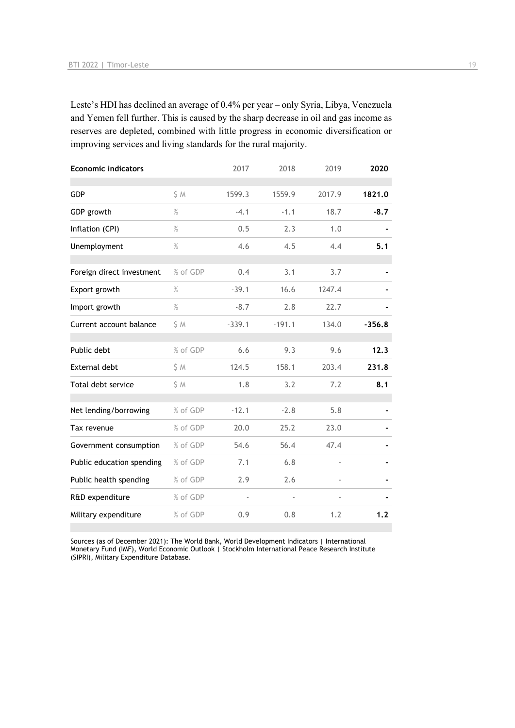Leste's HDI has declined an average of 0.4% per year – only Syria, Libya, Venezuela and Yemen fell further. This is caused by the sharp decrease in oil and gas income as reserves are depleted, combined with little progress in economic diversification or improving services and living standards for the rural majority.

| Economic indicators | | 2017 | 2018 | 2019 | 2020 |
|---|---|---|---|---|---|
| GDP | $ M | 1599.3 | 1559.9 | 2017.9 | **1821.0** |
| GDP growth | % | -4.1 | -1.1 | 18.7 | **-8.7** |
| Inflation (CPI) | % | 0.5 | 2.3 | 1.0 | **-** |
| Unemployment | % | 4.6 | 4.5 | 4.4 | **5.1** |
| Foreign direct investment | % of GDP | 0.4 | 3.1 | 3.7 | **-** |
| Export growth | % | -39.1 | 16.6 | 1247.4 | **-** |
| Import growth | % | -8.7 | 2.8 | 22.7 | **-** |
| Current account balance | $ M | -339.1 | -191.1 | 134.0 | **-356.8** |
| Public debt | % of GDP | 6.6 | 9.3 | 9.6 | **12.3** |
| External debt | $ M | 124.5 | 158.1 | 203.4 | **231.8** |
| Total debt service | $ M | 1.8 | 3.2 | 7.2 | **8.1** |
| Net lending/borrowing | % of GDP | -12.1 | -2.8 | 5.8 | **-** |
| Tax revenue | % of GDP | 20.0 | 25.2 | 23.0 | **-** |
| Government consumption | % of GDP | 54.6 | 56.4 | 47.4 | **-** |
| Public education spending | % of GDP | 7.1 | 6.8 | - | **-** |
| Public health spending | % of GDP | 2.9 | 2.6 | - | **-** |
| R&D expenditure | % of GDP | - | - | - | **-** |
| Military expenditure | % of GDP | 0.9 | 0.8 | 1.2 | **1.2** |

Sources (as of December 2021): The World Bank, World Development Indicators | International Monetary Fund (IMF), World Economic Outlook | Stockholm International Peace Research Institute (SIPRI), Military Expenditure Database.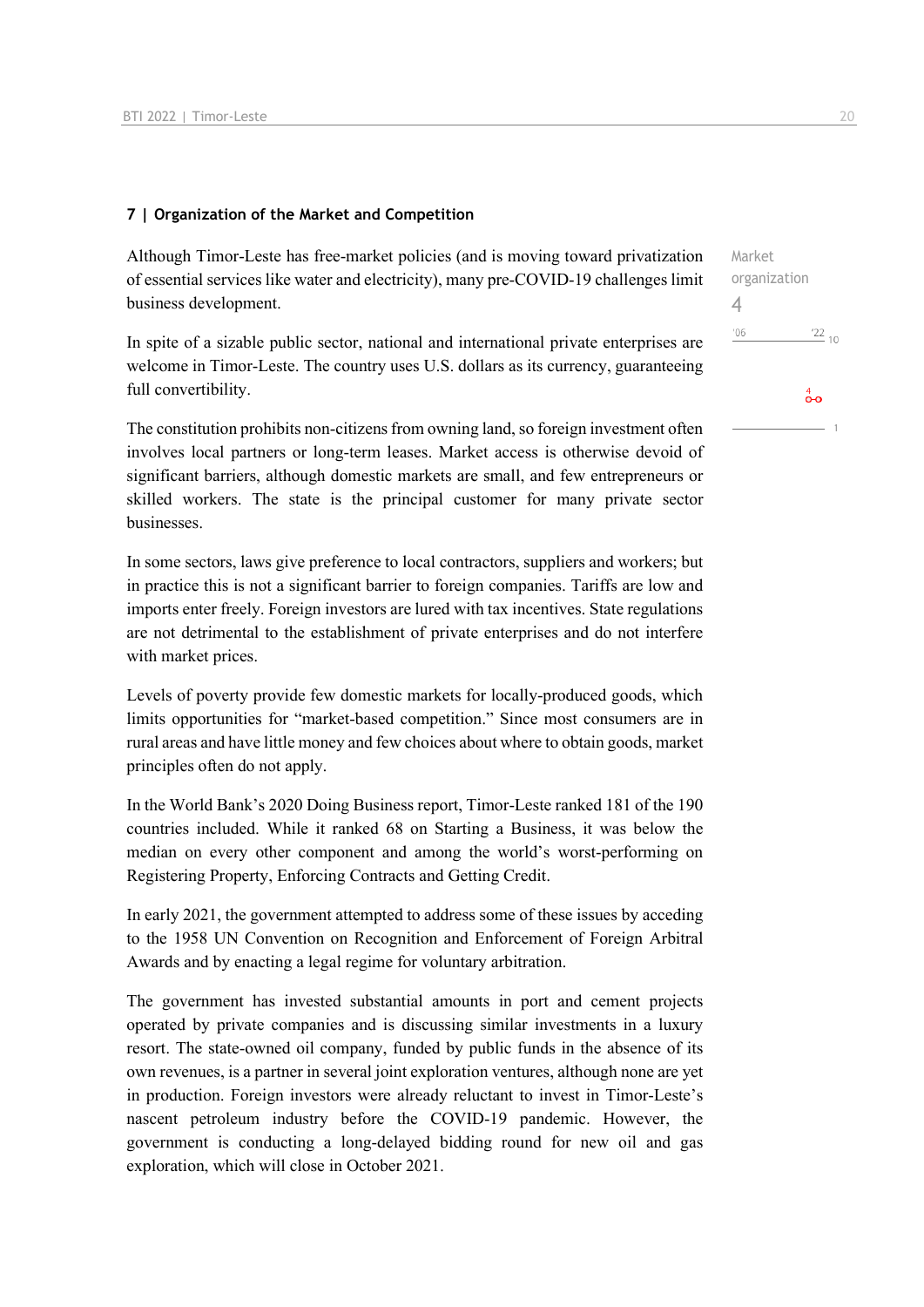## 7 | Organization of the Market and Competition

Market organization
4

Although Timor-Leste has free-market policies (and is moving toward privatization of essential services like water and electricity), many pre-COVID-19 challenges limit business development.

In spite of a sizable public sector, national and international private enterprises are welcome in Timor-Leste. The country uses U.S. dollars as its currency, guaranteeing full convertibility.

The constitution prohibits non-citizens from owning land, so foreign investment often involves local partners or long-term leases. Market access is otherwise devoid of significant barriers, although domestic markets are small, and few entrepreneurs or skilled workers. The state is the principal customer for many private sector businesses.

In some sectors, laws give preference to local contractors, suppliers and workers; but in practice this is not a significant barrier to foreign companies. Tariffs are low and imports enter freely. Foreign investors are lured with tax incentives. State regulations are not detrimental to the establishment of private enterprises and do not interfere with market prices.

Levels of poverty provide few domestic markets for locally-produced goods, which limits opportunities for "market-based competition." Since most consumers are in rural areas and have little money and few choices about where to obtain goods, market principles often do not apply.

In the World Bank's 2020 Doing Business report, Timor-Leste ranked 181 of the 190 countries included. While it ranked 68 on Starting a Business, it was below the median on every other component and among the world's worst-performing on Registering Property, Enforcing Contracts and Getting Credit.

In early 2021, the government attempted to address some of these issues by acceding to the 1958 UN Convention on Recognition and Enforcement of Foreign Arbitral Awards and by enacting a legal regime for voluntary arbitration.

The government has invested substantial amounts in port and cement projects operated by private companies and is discussing similar investments in a luxury resort. The state-owned oil company, funded by public funds in the absence of its own revenues, is a partner in several joint exploration ventures, although none are yet in production. Foreign investors were already reluctant to invest in Timor-Leste's nascent petroleum industry before the COVID-19 pandemic. However, the government is conducting a long-delayed bidding round for new oil and gas exploration, which will close in October 2021.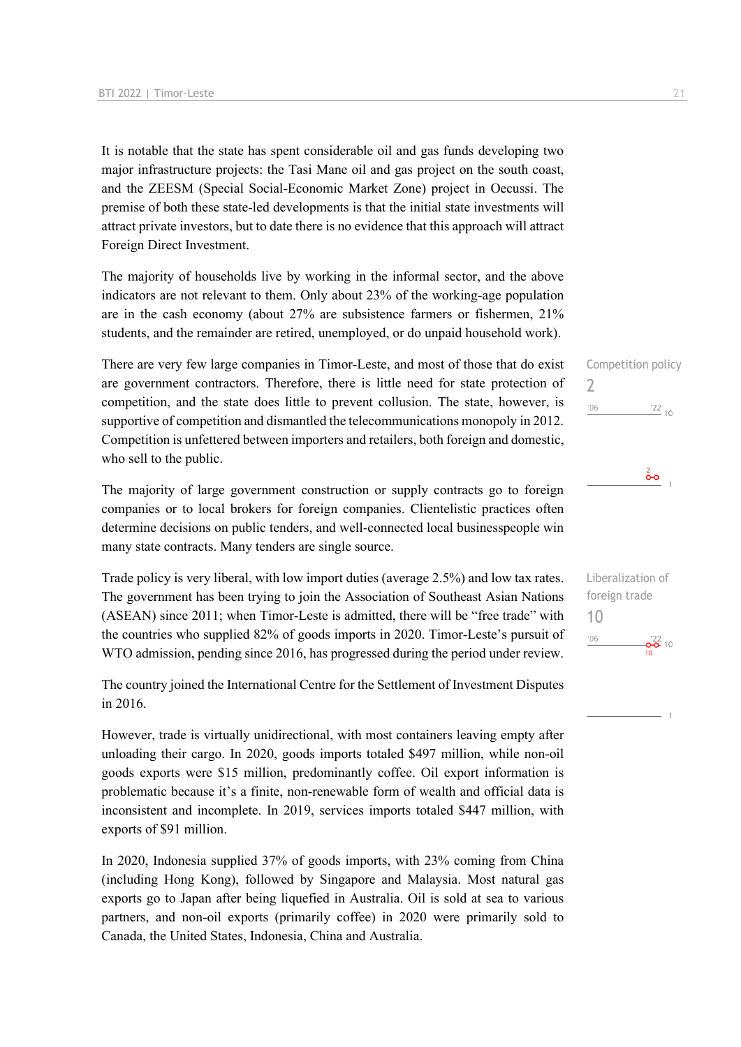It is notable that the state has spent considerable oil and gas funds developing two major infrastructure projects: the Tasi Mane oil and gas project on the south coast, and the ZEESM (Special Social-Economic Market Zone) project in Oecussi. The premise of both these state-led developments is that the initial state investments will attract private investors, but to date there is no evidence that this approach will attract Foreign Direct Investment.

The majority of households live by working in the informal sector, and the above indicators are not relevant to them. Only about 23% of the working-age population are in the cash economy (about 27% are subsistence farmers or fishermen, 21% students, and the remainder are retired, unemployed, or do unpaid household work).

Competition policy
2

There are very few large companies in Timor-Leste, and most of those that do exist are government contractors. Therefore, there is little need for state protection of competition, and the state does little to prevent collusion. The state, however, is supportive of competition and dismantled the telecommunications monopoly in 2012. Competition is unfettered between importers and retailers, both foreign and domestic, who sell to the public.

The majority of large government construction or supply contracts go to foreign companies or to local brokers for foreign companies. Clientelistic practices often determine decisions on public tenders, and well-connected local businesspeople win many state contracts. Many tenders are single source.

Liberalization of foreign trade
10

Trade policy is very liberal, with low import duties (average 2.5%) and low tax rates. The government has been trying to join the Association of Southeast Asian Nations (ASEAN) since 2011; when Timor-Leste is admitted, there will be "free trade" with the countries who supplied 82% of goods imports in 2020. Timor-Leste's pursuit of WTO admission, pending since 2016, has progressed during the period under review.

The country joined the International Centre for the Settlement of Investment Disputes in 2016.

However, trade is virtually unidirectional, with most containers leaving empty after unloading their cargo. In 2020, goods imports totaled $497 million, while non-oil goods exports were $15 million, predominantly coffee. Oil export information is problematic because it's a finite, non-renewable form of wealth and official data is inconsistent and incomplete. In 2019, services imports totaled $447 million, with exports of $91 million.

In 2020, Indonesia supplied 37% of goods imports, with 23% coming from China (including Hong Kong), followed by Singapore and Malaysia. Most natural gas exports go to Japan after being liquefied in Australia. Oil is sold at sea to various partners, and non-oil exports (primarily coffee) in 2020 were primarily sold to Canada, the United States, Indonesia, China and Australia.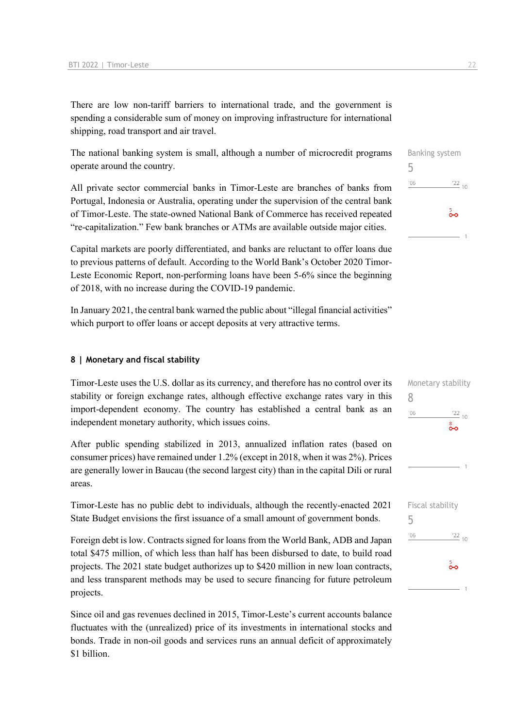There are low non-tariff barriers to international trade, and the government is spending a considerable sum of money on improving infrastructure for international shipping, road transport and air travel.

The national banking system is small, although a number of microcredit programs operate around the country.

Banking system
5

All private sector commercial banks in Timor-Leste are branches of banks from Portugal, Indonesia or Australia, operating under the supervision of the central bank of Timor-Leste. The state-owned National Bank of Commerce has received repeated "re-capitalization." Few bank branches or ATMs are available outside major cities.

Capital markets are poorly differentiated, and banks are reluctant to offer loans due to previous patterns of default. According to the World Bank's October 2020 Timor-Leste Economic Report, non-performing loans have been 5-6% since the beginning of 2018, with no increase during the COVID-19 pandemic.

In January 2021, the central bank warned the public about "illegal financial activities" which purport to offer loans or accept deposits at very attractive terms.

## 8 | Monetary and fiscal stability

Monetary stability
8

Timor-Leste uses the U.S. dollar as its currency, and therefore has no control over its stability or foreign exchange rates, although effective exchange rates vary in this import-dependent economy. The country has established a central bank as an independent monetary authority, which issues coins.

After public spending stabilized in 2013, annualized inflation rates (based on consumer prices) have remained under 1.2% (except in 2018, when it was 2%). Prices are generally lower in Baucau (the second largest city) than in the capital Dili or rural areas.

Fiscal stability
5

Timor-Leste has no public debt to individuals, although the recently-enacted 2021 State Budget envisions the first issuance of a small amount of government bonds.

Foreign debt is low. Contracts signed for loans from the World Bank, ADB and Japan total $475 million, of which less than half has been disbursed to date, to build road projects. The 2021 state budget authorizes up to $420 million in new loan contracts, and less transparent methods may be used to secure financing for future petroleum projects.

Since oil and gas revenues declined in 2015, Timor-Leste's current accounts balance fluctuates with the (unrealized) price of its investments in international stocks and bonds. Trade in non-oil goods and services runs an annual deficit of approximately $1 billion.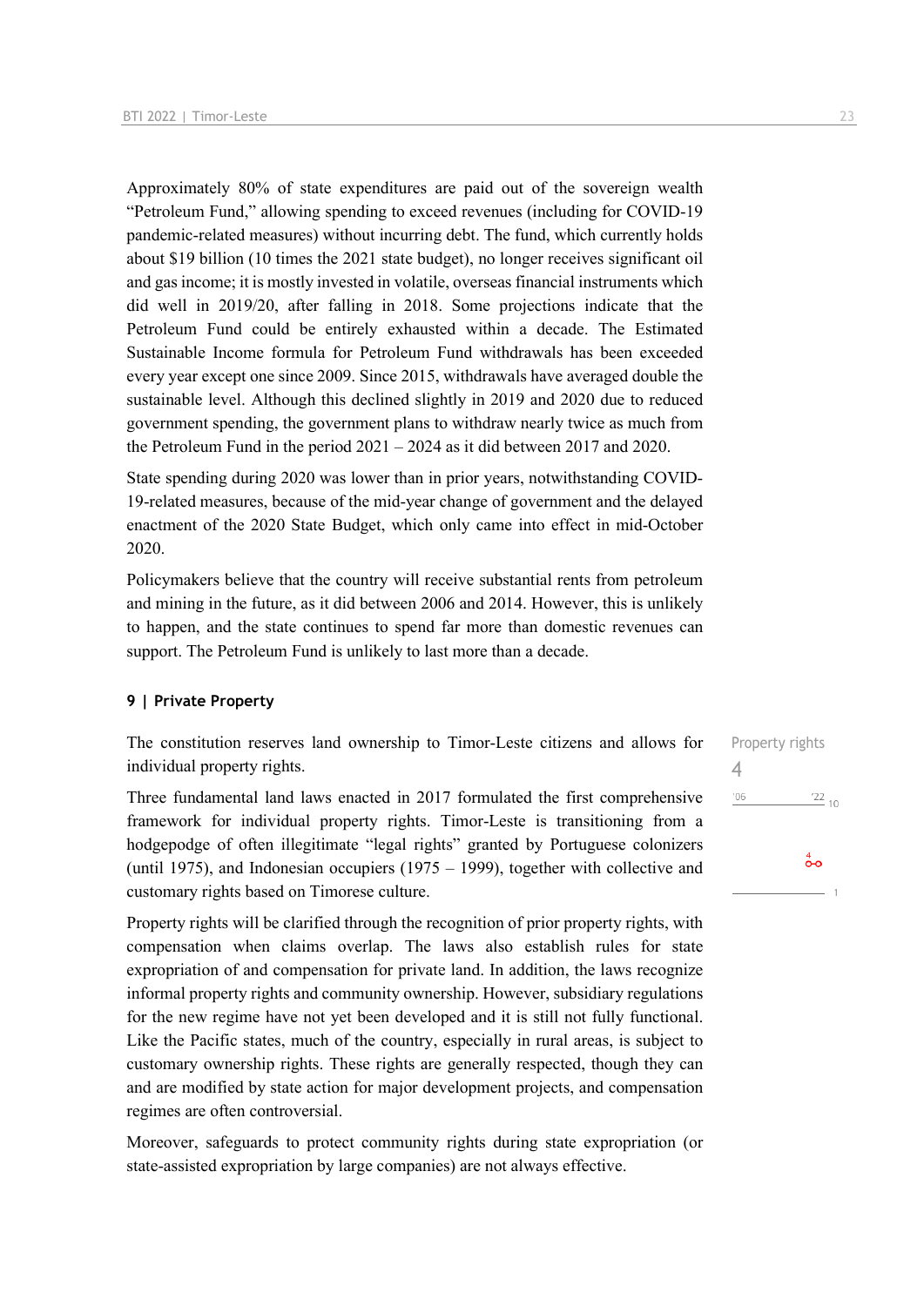Approximately 80% of state expenditures are paid out of the sovereign wealth "Petroleum Fund," allowing spending to exceed revenues (including for COVID-19 pandemic-related measures) without incurring debt. The fund, which currently holds about $19 billion (10 times the 2021 state budget), no longer receives significant oil and gas income; it is mostly invested in volatile, overseas financial instruments which did well in 2019/20, after falling in 2018. Some projections indicate that the Petroleum Fund could be entirely exhausted within a decade. The Estimated Sustainable Income formula for Petroleum Fund withdrawals has been exceeded every year except one since 2009. Since 2015, withdrawals have averaged double the sustainable level. Although this declined slightly in 2019 and 2020 due to reduced government spending, the government plans to withdraw nearly twice as much from the Petroleum Fund in the period 2021 – 2024 as it did between 2017 and 2020.

State spending during 2020 was lower than in prior years, notwithstanding COVID-19-related measures, because of the mid-year change of government and the delayed enactment of the 2020 State Budget, which only came into effect in mid-October 2020.

Policymakers believe that the country will receive substantial rents from petroleum and mining in the future, as it did between 2006 and 2014. However, this is unlikely to happen, and the state continues to spend far more than domestic revenues can support. The Petroleum Fund is unlikely to last more than a decade.

## 9 | Private Property

Property rights

4

The constitution reserves land ownership to Timor-Leste citizens and allows for individual property rights.

Three fundamental land laws enacted in 2017 formulated the first comprehensive framework for individual property rights. Timor-Leste is transitioning from a hodgepodge of often illegitimate "legal rights" granted by Portuguese colonizers (until 1975), and Indonesian occupiers (1975 – 1999), together with collective and customary rights based on Timorese culture.

Property rights will be clarified through the recognition of prior property rights, with compensation when claims overlap. The laws also establish rules for state expropriation of and compensation for private land. In addition, the laws recognize informal property rights and community ownership. However, subsidiary regulations for the new regime have not yet been developed and it is still not fully functional. Like the Pacific states, much of the country, especially in rural areas, is subject to customary ownership rights. These rights are generally respected, though they can and are modified by state action for major development projects, and compensation regimes are often controversial.

Moreover, safeguards to protect community rights during state expropriation (or state-assisted expropriation by large companies) are not always effective.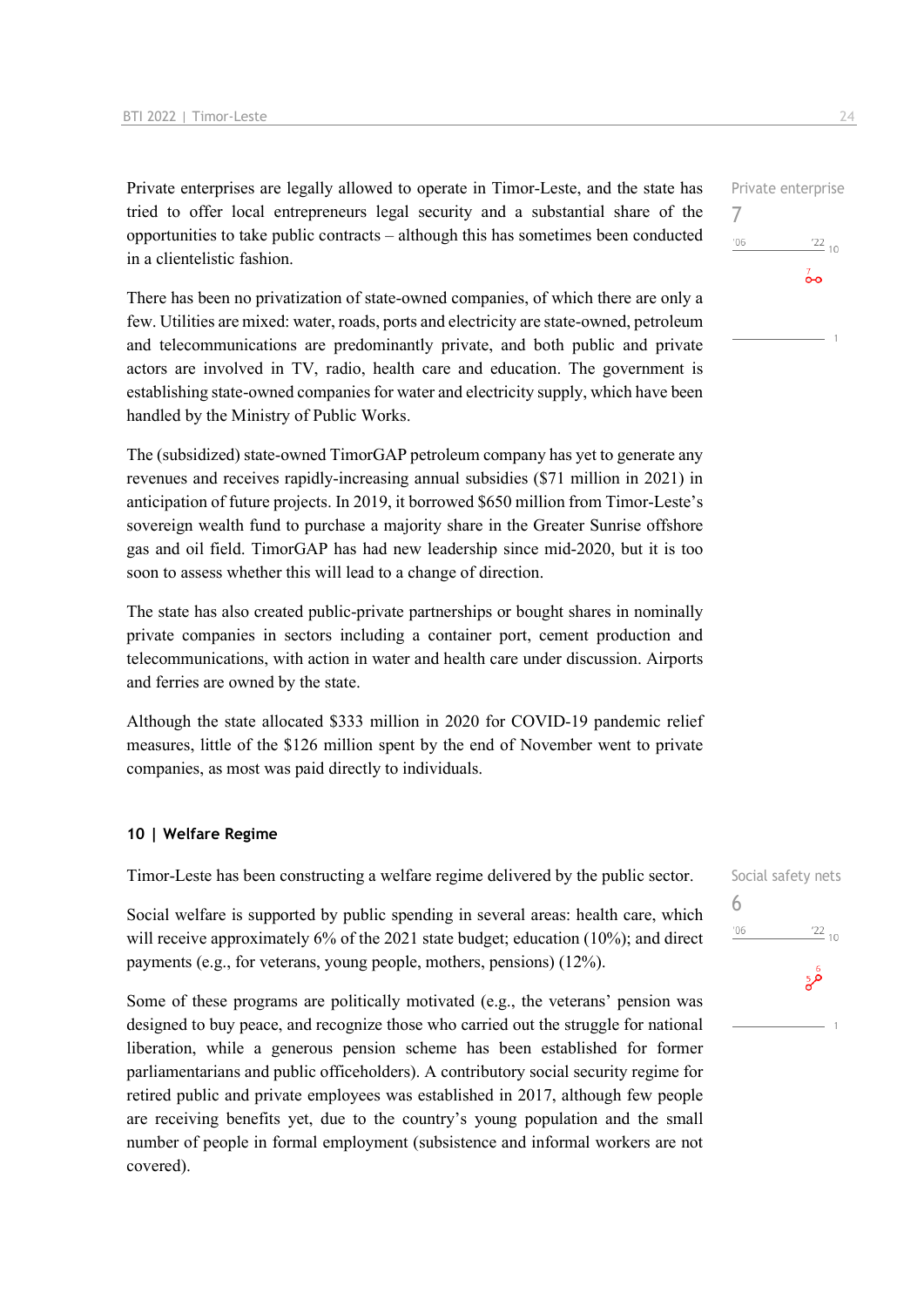Private enterprise

7

Private enterprises are legally allowed to operate in Timor-Leste, and the state has tried to offer local entrepreneurs legal security and a substantial share of the opportunities to take public contracts – although this has sometimes been conducted in a clientelistic fashion.

There has been no privatization of state-owned companies, of which there are only a few. Utilities are mixed: water, roads, ports and electricity are state-owned, petroleum and telecommunications are predominantly private, and both public and private actors are involved in TV, radio, health care and education. The government is establishing state-owned companies for water and electricity supply, which have been handled by the Ministry of Public Works.

The (subsidized) state-owned TimorGAP petroleum company has yet to generate any revenues and receives rapidly-increasing annual subsidies ($71 million in 2021) in anticipation of future projects. In 2019, it borrowed $650 million from Timor-Leste's sovereign wealth fund to purchase a majority share in the Greater Sunrise offshore gas and oil field. TimorGAP has had new leadership since mid-2020, but it is too soon to assess whether this will lead to a change of direction.

The state has also created public-private partnerships or bought shares in nominally private companies in sectors including a container port, cement production and telecommunications, with action in water and health care under discussion. Airports and ferries are owned by the state.

Although the state allocated $333 million in 2020 for COVID-19 pandemic relief measures, little of the $126 million spent by the end of November went to private companies, as most was paid directly to individuals.

## 10 | Welfare Regime

Social safety nets

6

Timor-Leste has been constructing a welfare regime delivered by the public sector.

Social welfare is supported by public spending in several areas: health care, which will receive approximately 6% of the 2021 state budget; education (10%); and direct payments (e.g., for veterans, young people, mothers, pensions) (12%).

Some of these programs are politically motivated (e.g., the veterans' pension was designed to buy peace, and recognize those who carried out the struggle for national liberation, while a generous pension scheme has been established for former parliamentarians and public officeholders). A contributory social security regime for retired public and private employees was established in 2017, although few people are receiving benefits yet, due to the country's young population and the small number of people in formal employment (subsistence and informal workers are not covered).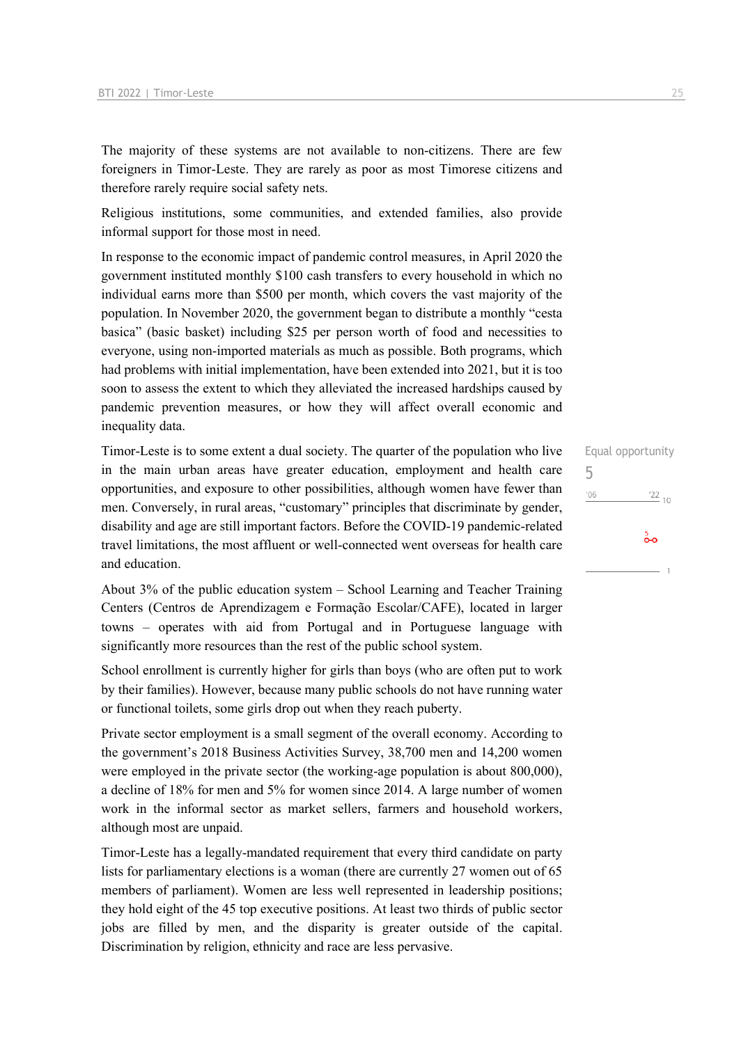The majority of these systems are not available to non-citizens. There are few foreigners in Timor-Leste. They are rarely as poor as most Timorese citizens and therefore rarely require social safety nets.

Religious institutions, some communities, and extended families, also provide informal support for those most in need.

In response to the economic impact of pandemic control measures, in April 2020 the government instituted monthly $100 cash transfers to every household in which no individual earns more than $500 per month, which covers the vast majority of the population. In November 2020, the government began to distribute a monthly "cesta basica" (basic basket) including $25 per person worth of food and necessities to everyone, using non-imported materials as much as possible. Both programs, which had problems with initial implementation, have been extended into 2021, but it is too soon to assess the extent to which they alleviated the increased hardships caused by pandemic prevention measures, or how they will affect overall economic and inequality data.

Equal opportunity
5

Timor-Leste is to some extent a dual society. The quarter of the population who live in the main urban areas have greater education, employment and health care opportunities, and exposure to other possibilities, although women have fewer than men. Conversely, in rural areas, "customary" principles that discriminate by gender, disability and age are still important factors. Before the COVID-19 pandemic-related travel limitations, the most affluent or well-connected went overseas for health care and education.

About 3% of the public education system – School Learning and Teacher Training Centers (Centros de Aprendizagem e Formação Escolar/CAFE), located in larger towns – operates with aid from Portugal and in Portuguese language with significantly more resources than the rest of the public school system.

School enrollment is currently higher for girls than boys (who are often put to work by their families). However, because many public schools do not have running water or functional toilets, some girls drop out when they reach puberty.

Private sector employment is a small segment of the overall economy. According to the government's 2018 Business Activities Survey, 38,700 men and 14,200 women were employed in the private sector (the working-age population is about 800,000), a decline of 18% for men and 5% for women since 2014. A large number of women work in the informal sector as market sellers, farmers and household workers, although most are unpaid.

Timor-Leste has a legally-mandated requirement that every third candidate on party lists for parliamentary elections is a woman (there are currently 27 women out of 65 members of parliament). Women are less well represented in leadership positions; they hold eight of the 45 top executive positions. At least two thirds of public sector jobs are filled by men, and the disparity is greater outside of the capital. Discrimination by religion, ethnicity and race are less pervasive.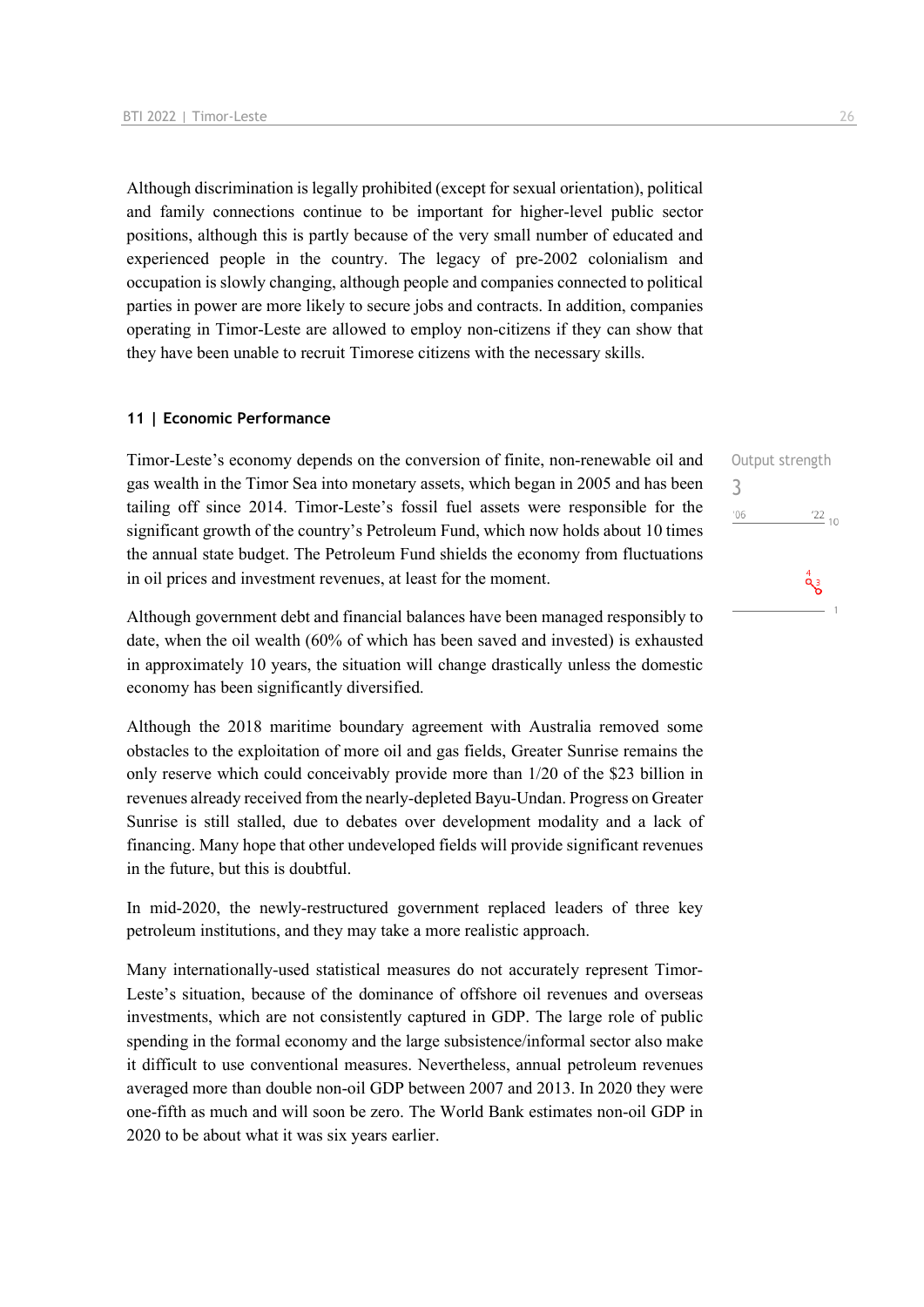Although discrimination is legally prohibited (except for sexual orientation), political and family connections continue to be important for higher-level public sector positions, although this is partly because of the very small number of educated and experienced people in the country. The legacy of pre-2002 colonialism and occupation is slowly changing, although people and companies connected to political parties in power are more likely to secure jobs and contracts. In addition, companies operating in Timor-Leste are allowed to employ non-citizens if they can show that they have been unable to recruit Timorese citizens with the necessary skills.

### 11 | Economic Performance

Output strength
3

Timor-Leste's economy depends on the conversion of finite, non-renewable oil and gas wealth in the Timor Sea into monetary assets, which began in 2005 and has been tailing off since 2014. Timor-Leste's fossil fuel assets were responsible for the significant growth of the country's Petroleum Fund, which now holds about 10 times the annual state budget. The Petroleum Fund shields the economy from fluctuations in oil prices and investment revenues, at least for the moment.

Although government debt and financial balances have been managed responsibly to date, when the oil wealth (60% of which has been saved and invested) is exhausted in approximately 10 years, the situation will change drastically unless the domestic economy has been significantly diversified.

Although the 2018 maritime boundary agreement with Australia removed some obstacles to the exploitation of more oil and gas fields, Greater Sunrise remains the only reserve which could conceivably provide more than 1/20 of the $23 billion in revenues already received from the nearly-depleted Bayu-Undan. Progress on Greater Sunrise is still stalled, due to debates over development modality and a lack of financing. Many hope that other undeveloped fields will provide significant revenues in the future, but this is doubtful.

In mid-2020, the newly-restructured government replaced leaders of three key petroleum institutions, and they may take a more realistic approach.

Many internationally-used statistical measures do not accurately represent Timor-Leste's situation, because of the dominance of offshore oil revenues and overseas investments, which are not consistently captured in GDP. The large role of public spending in the formal economy and the large subsistence/informal sector also make it difficult to use conventional measures. Nevertheless, annual petroleum revenues averaged more than double non-oil GDP between 2007 and 2013. In 2020 they were one-fifth as much and will soon be zero. The World Bank estimates non-oil GDP in 2020 to be about what it was six years earlier.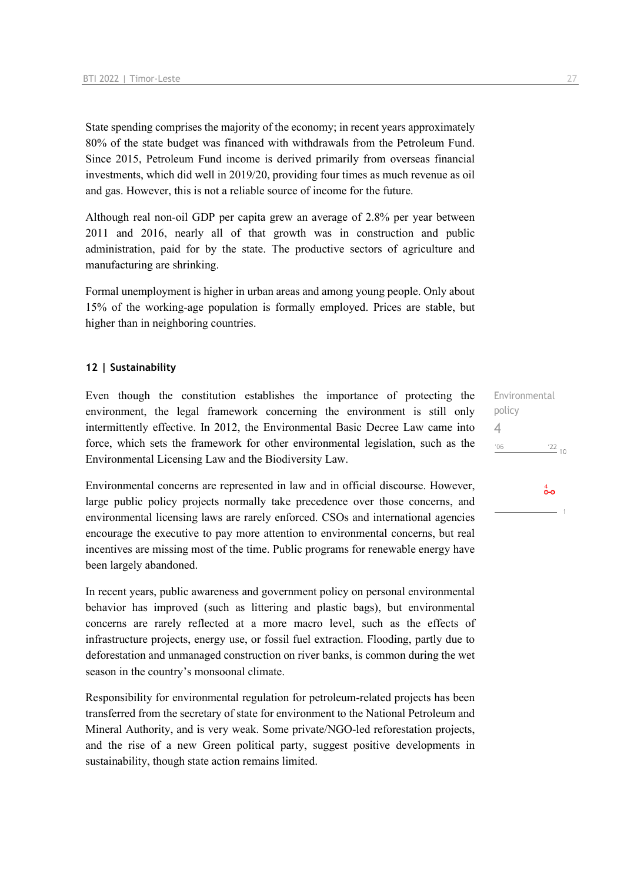State spending comprises the majority of the economy; in recent years approximately 80% of the state budget was financed with withdrawals from the Petroleum Fund. Since 2015, Petroleum Fund income is derived primarily from overseas financial investments, which did well in 2019/20, providing four times as much revenue as oil and gas. However, this is not a reliable source of income for the future.

Although real non-oil GDP per capita grew an average of 2.8% per year between 2011 and 2016, nearly all of that growth was in construction and public administration, paid for by the state. The productive sectors of agriculture and manufacturing are shrinking.

Formal unemployment is higher in urban areas and among young people. Only about 15% of the working-age population is formally employed. Prices are stable, but higher than in neighboring countries.

### 12 | Sustainability

Environmental policy
4

Even though the constitution establishes the importance of protecting the environment, the legal framework concerning the environment is still only intermittently effective. In 2012, the Environmental Basic Decree Law came into force, which sets the framework for other environmental legislation, such as the Environmental Licensing Law and the Biodiversity Law.

Environmental concerns are represented in law and in official discourse. However, large public policy projects normally take precedence over those concerns, and environmental licensing laws are rarely enforced. CSOs and international agencies encourage the executive to pay more attention to environmental concerns, but real incentives are missing most of the time. Public programs for renewable energy have been largely abandoned.

In recent years, public awareness and government policy on personal environmental behavior has improved (such as littering and plastic bags), but environmental concerns are rarely reflected at a more macro level, such as the effects of infrastructure projects, energy use, or fossil fuel extraction. Flooding, partly due to deforestation and unmanaged construction on river banks, is common during the wet season in the country's monsoonal climate.

Responsibility for environmental regulation for petroleum-related projects has been transferred from the secretary of state for environment to the National Petroleum and Mineral Authority, and is very weak. Some private/NGO-led reforestation projects, and the rise of a new Green political party, suggest positive developments in sustainability, though state action remains limited.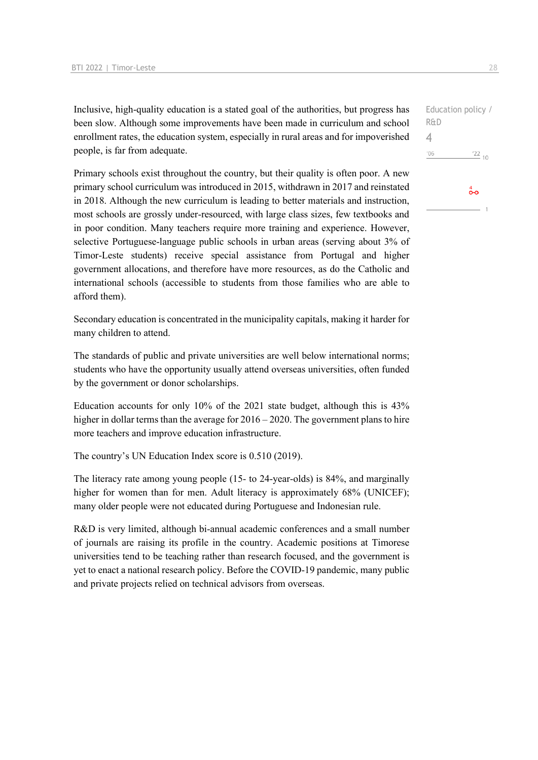Inclusive, high-quality education is a stated goal of the authorities, but progress has been slow. Although some improvements have been made in curriculum and school enrollment rates, the education system, especially in rural areas and for impoverished people, is far from adequate.

Education policy / R&D
4

Primary schools exist throughout the country, but their quality is often poor. A new primary school curriculum was introduced in 2015, withdrawn in 2017 and reinstated in 2018. Although the new curriculum is leading to better materials and instruction, most schools are grossly under-resourced, with large class sizes, few textbooks and in poor condition. Many teachers require more training and experience. However, selective Portuguese-language public schools in urban areas (serving about 3% of Timor-Leste students) receive special assistance from Portugal and higher government allocations, and therefore have more resources, as do the Catholic and international schools (accessible to students from those families who are able to afford them).

Secondary education is concentrated in the municipality capitals, making it harder for many children to attend.

The standards of public and private universities are well below international norms; students who have the opportunity usually attend overseas universities, often funded by the government or donor scholarships.

Education accounts for only 10% of the 2021 state budget, although this is 43% higher in dollar terms than the average for 2016 – 2020. The government plans to hire more teachers and improve education infrastructure.

The country's UN Education Index score is 0.510 (2019).

The literacy rate among young people (15- to 24-year-olds) is 84%, and marginally higher for women than for men. Adult literacy is approximately 68% (UNICEF); many older people were not educated during Portuguese and Indonesian rule.

R&D is very limited, although bi-annual academic conferences and a small number of journals are raising its profile in the country. Academic positions at Timorese universities tend to be teaching rather than research focused, and the government is yet to enact a national research policy. Before the COVID-19 pandemic, many public and private projects relied on technical advisors from overseas.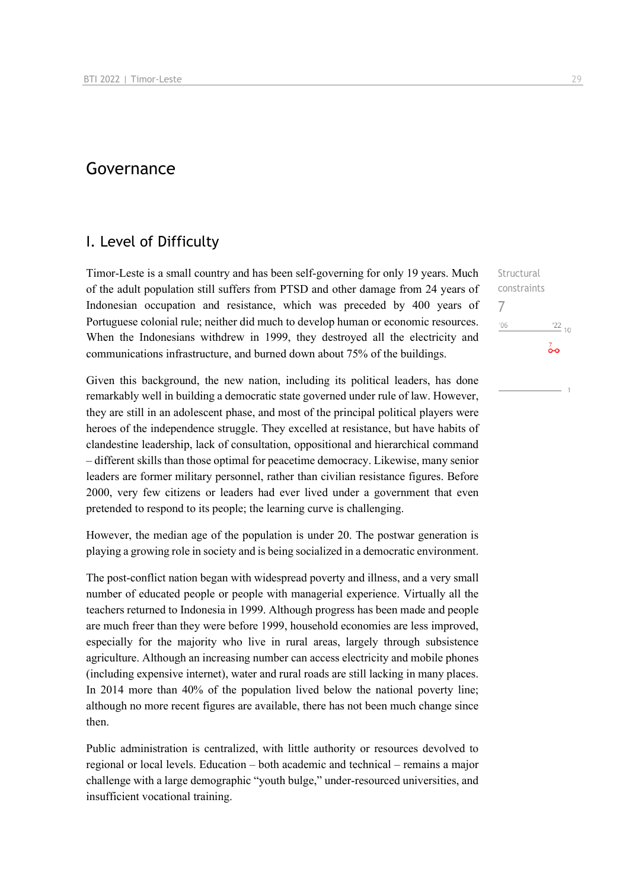# Governance

## I. Level of Difficulty

Structural constraints

7

'06 '22 10

Timor-Leste is a small country and has been self-governing for only 19 years. Much of the adult population still suffers from PTSD and other damage from 24 years of Indonesian occupation and resistance, which was preceded by 400 years of Portuguese colonial rule; neither did much to develop human or economic resources. When the Indonesians withdrew in 1999, they destroyed all the electricity and communications infrastructure, and burned down about 75% of the buildings.

Given this background, the new nation, including its political leaders, has done remarkably well in building a democratic state governed under rule of law. However, they are still in an adolescent phase, and most of the principal political players were heroes of the independence struggle. They excelled at resistance, but have habits of clandestine leadership, lack of consultation, oppositional and hierarchical command – different skills than those optimal for peacetime democracy. Likewise, many senior leaders are former military personnel, rather than civilian resistance figures. Before 2000, very few citizens or leaders had ever lived under a government that even pretended to respond to its people; the learning curve is challenging.

However, the median age of the population is under 20. The postwar generation is playing a growing role in society and is being socialized in a democratic environment.

The post-conflict nation began with widespread poverty and illness, and a very small number of educated people or people with managerial experience. Virtually all the teachers returned to Indonesia in 1999. Although progress has been made and people are much freer than they were before 1999, household economies are less improved, especially for the majority who live in rural areas, largely through subsistence agriculture. Although an increasing number can access electricity and mobile phones (including expensive internet), water and rural roads are still lacking in many places. In 2014 more than 40% of the population lived below the national poverty line; although no more recent figures are available, there has not been much change since then.

Public administration is centralized, with little authority or resources devolved to regional or local levels. Education – both academic and technical – remains a major challenge with a large demographic "youth bulge," under-resourced universities, and insufficient vocational training.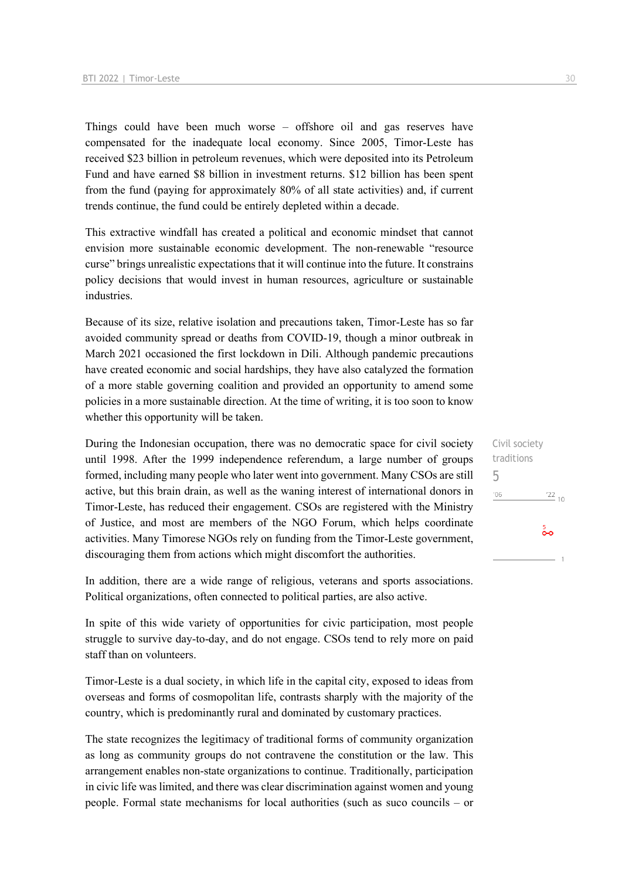Things could have been much worse – offshore oil and gas reserves have compensated for the inadequate local economy. Since 2005, Timor-Leste has received $23 billion in petroleum revenues, which were deposited into its Petroleum Fund and have earned $8 billion in investment returns. $12 billion has been spent from the fund (paying for approximately 80% of all state activities) and, if current trends continue, the fund could be entirely depleted within a decade.

This extractive windfall has created a political and economic mindset that cannot envision more sustainable economic development. The non-renewable "resource curse" brings unrealistic expectations that it will continue into the future. It constrains policy decisions that would invest in human resources, agriculture or sustainable industries.

Because of its size, relative isolation and precautions taken, Timor-Leste has so far avoided community spread or deaths from COVID-19, though a minor outbreak in March 2021 occasioned the first lockdown in Dili. Although pandemic precautions have created economic and social hardships, they have also catalyzed the formation of a more stable governing coalition and provided an opportunity to amend some policies in a more sustainable direction. At the time of writing, it is too soon to know whether this opportunity will be taken.

Civil society traditions
5

During the Indonesian occupation, there was no democratic space for civil society until 1998. After the 1999 independence referendum, a large number of groups formed, including many people who later went into government. Many CSOs are still active, but this brain drain, as well as the waning interest of international donors in Timor-Leste, has reduced their engagement. CSOs are registered with the Ministry of Justice, and most are members of the NGO Forum, which helps coordinate activities. Many Timorese NGOs rely on funding from the Timor-Leste government, discouraging them from actions which might discomfort the authorities.

In addition, there are a wide range of religious, veterans and sports associations. Political organizations, often connected to political parties, are also active.

In spite of this wide variety of opportunities for civic participation, most people struggle to survive day-to-day, and do not engage. CSOs tend to rely more on paid staff than on volunteers.

Timor-Leste is a dual society, in which life in the capital city, exposed to ideas from overseas and forms of cosmopolitan life, contrasts sharply with the majority of the country, which is predominantly rural and dominated by customary practices.

The state recognizes the legitimacy of traditional forms of community organization as long as community groups do not contravene the constitution or the law. This arrangement enables non-state organizations to continue. Traditionally, participation in civic life was limited, and there was clear discrimination against women and young people. Formal state mechanisms for local authorities (such as suco councils – or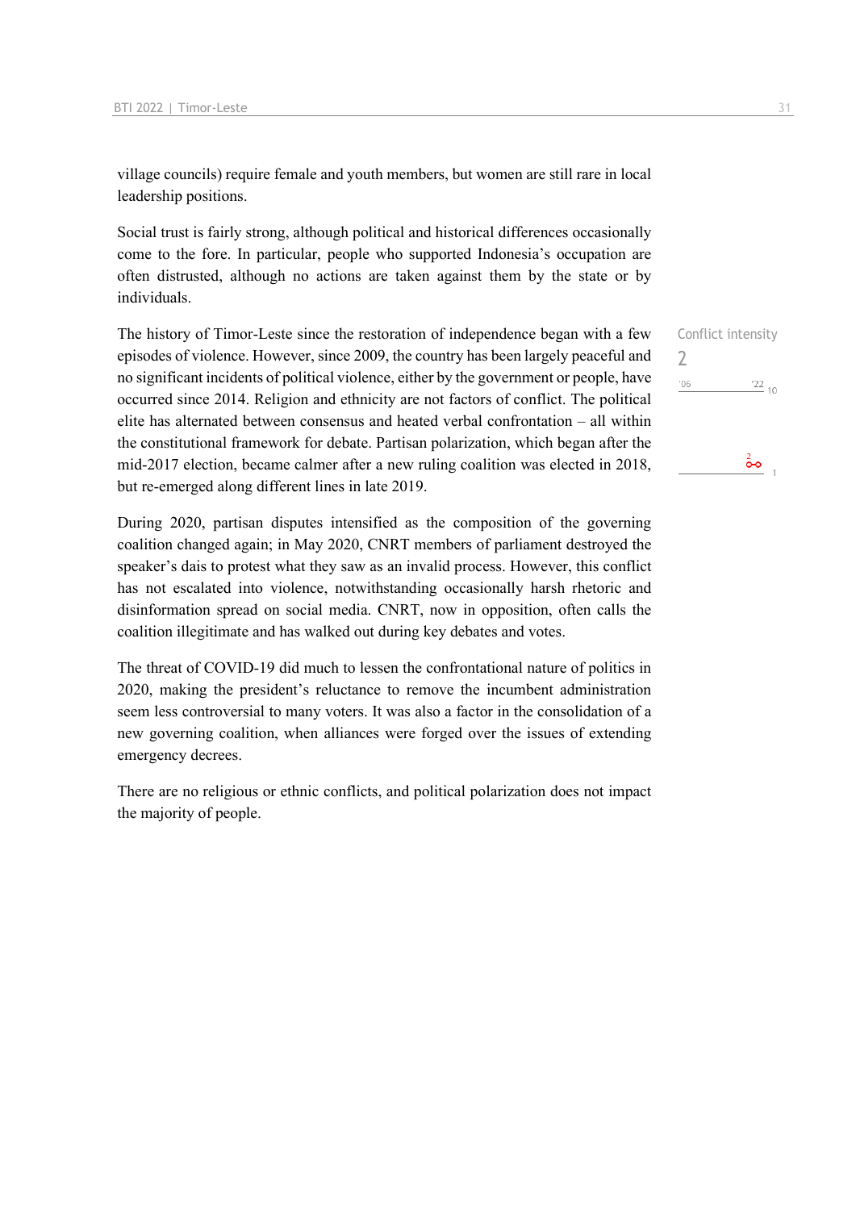village councils) require female and youth members, but women are still rare in local leadership positions.

Social trust is fairly strong, although political and historical differences occasionally come to the fore. In particular, people who supported Indonesia's occupation are often distrusted, although no actions are taken against them by the state or by individuals.

Conflict intensity
2

The history of Timor-Leste since the restoration of independence began with a few episodes of violence. However, since 2009, the country has been largely peaceful and no significant incidents of political violence, either by the government or people, have occurred since 2014. Religion and ethnicity are not factors of conflict. The political elite has alternated between consensus and heated verbal confrontation – all within the constitutional framework for debate. Partisan polarization, which began after the mid-2017 election, became calmer after a new ruling coalition was elected in 2018, but re-emerged along different lines in late 2019.

During 2020, partisan disputes intensified as the composition of the governing coalition changed again; in May 2020, CNRT members of parliament destroyed the speaker's dais to protest what they saw as an invalid process. However, this conflict has not escalated into violence, notwithstanding occasionally harsh rhetoric and disinformation spread on social media. CNRT, now in opposition, often calls the coalition illegitimate and has walked out during key debates and votes.

The threat of COVID-19 did much to lessen the confrontational nature of politics in 2020, making the president's reluctance to remove the incumbent administration seem less controversial to many voters. It was also a factor in the consolidation of a new governing coalition, when alliances were forged over the issues of extending emergency decrees.

There are no religious or ethnic conflicts, and political polarization does not impact the majority of people.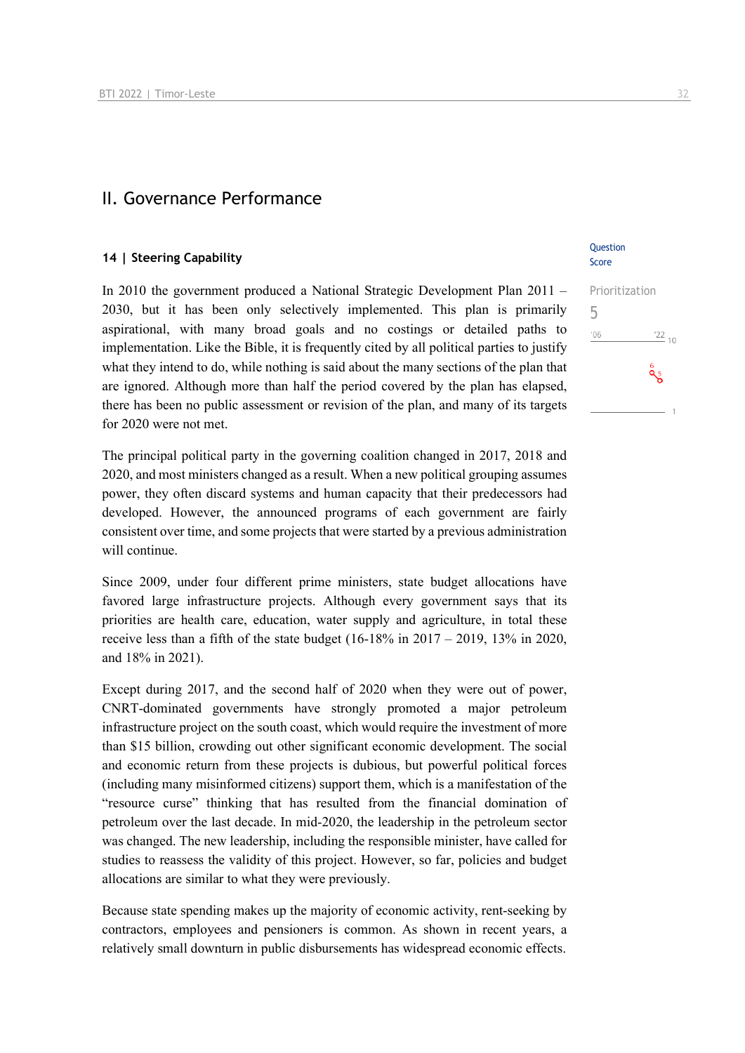## II. Governance Performance

### 14 | Steering Capability

Question Score

Prioritization

5

'06 '22 10

In 2010 the government produced a National Strategic Development Plan 2011 – 2030, but it has been only selectively implemented. This plan is primarily aspirational, with many broad goals and no costings or detailed paths to implementation. Like the Bible, it is frequently cited by all political parties to justify what they intend to do, while nothing is said about the many sections of the plan that are ignored. Although more than half the period covered by the plan has elapsed, there has been no public assessment or revision of the plan, and many of its targets for 2020 were not met.

The principal political party in the governing coalition changed in 2017, 2018 and 2020, and most ministers changed as a result. When a new political grouping assumes power, they often discard systems and human capacity that their predecessors had developed. However, the announced programs of each government are fairly consistent over time, and some projects that were started by a previous administration will continue.

Since 2009, under four different prime ministers, state budget allocations have favored large infrastructure projects. Although every government says that its priorities are health care, education, water supply and agriculture, in total these receive less than a fifth of the state budget (16-18% in 2017 – 2019, 13% in 2020, and 18% in 2021).

Except during 2017, and the second half of 2020 when they were out of power, CNRT-dominated governments have strongly promoted a major petroleum infrastructure project on the south coast, which would require the investment of more than $15 billion, crowding out other significant economic development. The social and economic return from these projects is dubious, but powerful political forces (including many misinformed citizens) support them, which is a manifestation of the "resource curse" thinking that has resulted from the financial domination of petroleum over the last decade. In mid-2020, the leadership in the petroleum sector was changed. The new leadership, including the responsible minister, have called for studies to reassess the validity of this project. However, so far, policies and budget allocations are similar to what they were previously.

Because state spending makes up the majority of economic activity, rent-seeking by contractors, employees and pensioners is common. As shown in recent years, a relatively small downturn in public disbursements has widespread economic effects.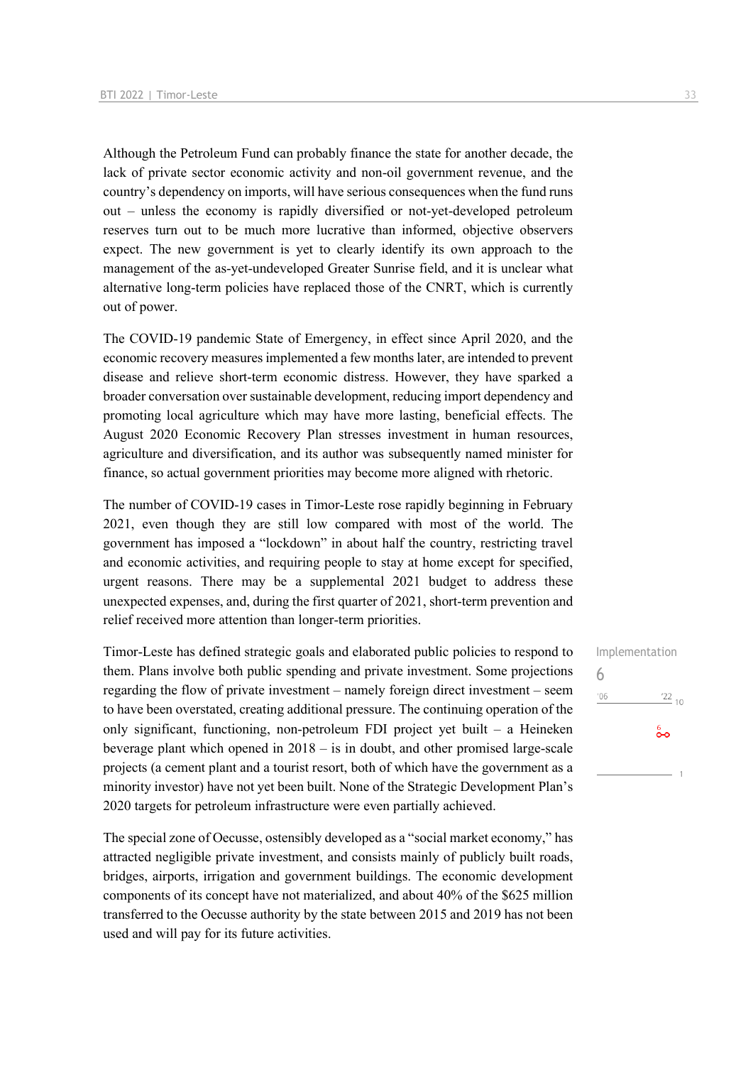Although the Petroleum Fund can probably finance the state for another decade, the lack of private sector economic activity and non-oil government revenue, and the country's dependency on imports, will have serious consequences when the fund runs out – unless the economy is rapidly diversified or not-yet-developed petroleum reserves turn out to be much more lucrative than informed, objective observers expect. The new government is yet to clearly identify its own approach to the management of the as-yet-undeveloped Greater Sunrise field, and it is unclear what alternative long-term policies have replaced those of the CNRT, which is currently out of power.

The COVID-19 pandemic State of Emergency, in effect since April 2020, and the economic recovery measures implemented a few months later, are intended to prevent disease and relieve short-term economic distress. However, they have sparked a broader conversation over sustainable development, reducing import dependency and promoting local agriculture which may have more lasting, beneficial effects. The August 2020 Economic Recovery Plan stresses investment in human resources, agriculture and diversification, and its author was subsequently named minister for finance, so actual government priorities may become more aligned with rhetoric.

The number of COVID-19 cases in Timor-Leste rose rapidly beginning in February 2021, even though they are still low compared with most of the world. The government has imposed a "lockdown" in about half the country, restricting travel and economic activities, and requiring people to stay at home except for specified, urgent reasons. There may be a supplemental 2021 budget to address these unexpected expenses, and, during the first quarter of 2021, short-term prevention and relief received more attention than longer-term priorities.

Implementation
6

Timor-Leste has defined strategic goals and elaborated public policies to respond to them. Plans involve both public spending and private investment. Some projections regarding the flow of private investment – namely foreign direct investment – seem to have been overstated, creating additional pressure. The continuing operation of the only significant, functioning, non-petroleum FDI project yet built – a Heineken beverage plant which opened in 2018 – is in doubt, and other promised large-scale projects (a cement plant and a tourist resort, both of which have the government as a minority investor) have not yet been built. None of the Strategic Development Plan's 2020 targets for petroleum infrastructure were even partially achieved.

The special zone of Oecusse, ostensibly developed as a "social market economy," has attracted negligible private investment, and consists mainly of publicly built roads, bridges, airports, irrigation and government buildings. The economic development components of its concept have not materialized, and about 40% of the $625 million transferred to the Oecusse authority by the state between 2015 and 2019 has not been used and will pay for its future activities.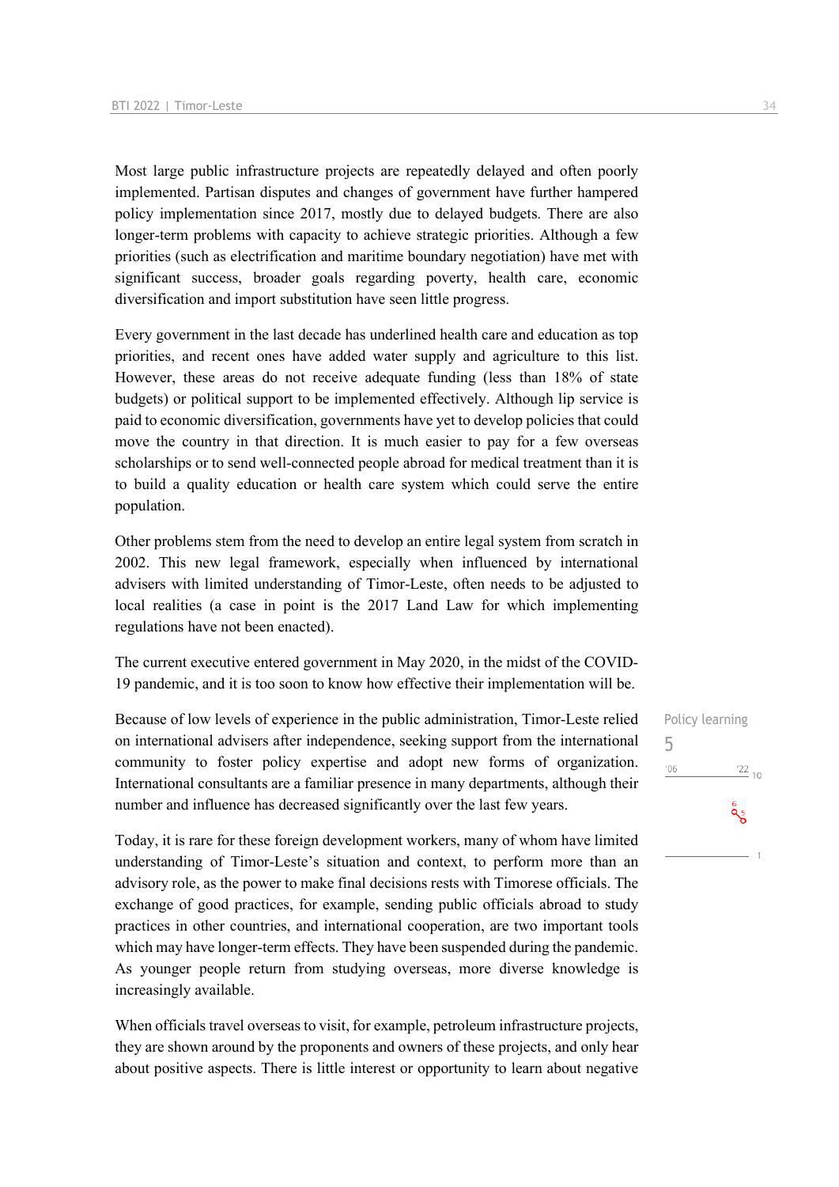Most large public infrastructure projects are repeatedly delayed and often poorly implemented. Partisan disputes and changes of government have further hampered policy implementation since 2017, mostly due to delayed budgets. There are also longer-term problems with capacity to achieve strategic priorities. Although a few priorities (such as electrification and maritime boundary negotiation) have met with significant success, broader goals regarding poverty, health care, economic diversification and import substitution have seen little progress.

Every government in the last decade has underlined health care and education as top priorities, and recent ones have added water supply and agriculture to this list. However, these areas do not receive adequate funding (less than 18% of state budgets) or political support to be implemented effectively. Although lip service is paid to economic diversification, governments have yet to develop policies that could move the country in that direction. It is much easier to pay for a few overseas scholarships or to send well-connected people abroad for medical treatment than it is to build a quality education or health care system which could serve the entire population.

Other problems stem from the need to develop an entire legal system from scratch in 2002. This new legal framework, especially when influenced by international advisers with limited understanding of Timor-Leste, often needs to be adjusted to local realities (a case in point is the 2017 Land Law for which implementing regulations have not been enacted).

The current executive entered government in May 2020, in the midst of the COVID-19 pandemic, and it is too soon to know how effective their implementation will be.

Policy learning

5

Because of low levels of experience in the public administration, Timor-Leste relied on international advisers after independence, seeking support from the international community to foster policy expertise and adopt new forms of organization. International consultants are a familiar presence in many departments, although their number and influence has decreased significantly over the last few years.

Today, it is rare for these foreign development workers, many of whom have limited understanding of Timor-Leste's situation and context, to perform more than an advisory role, as the power to make final decisions rests with Timorese officials. The exchange of good practices, for example, sending public officials abroad to study practices in other countries, and international cooperation, are two important tools which may have longer-term effects. They have been suspended during the pandemic. As younger people return from studying overseas, more diverse knowledge is increasingly available.

When officials travel overseas to visit, for example, petroleum infrastructure projects, they are shown around by the proponents and owners of these projects, and only hear about positive aspects. There is little interest or opportunity to learn about negative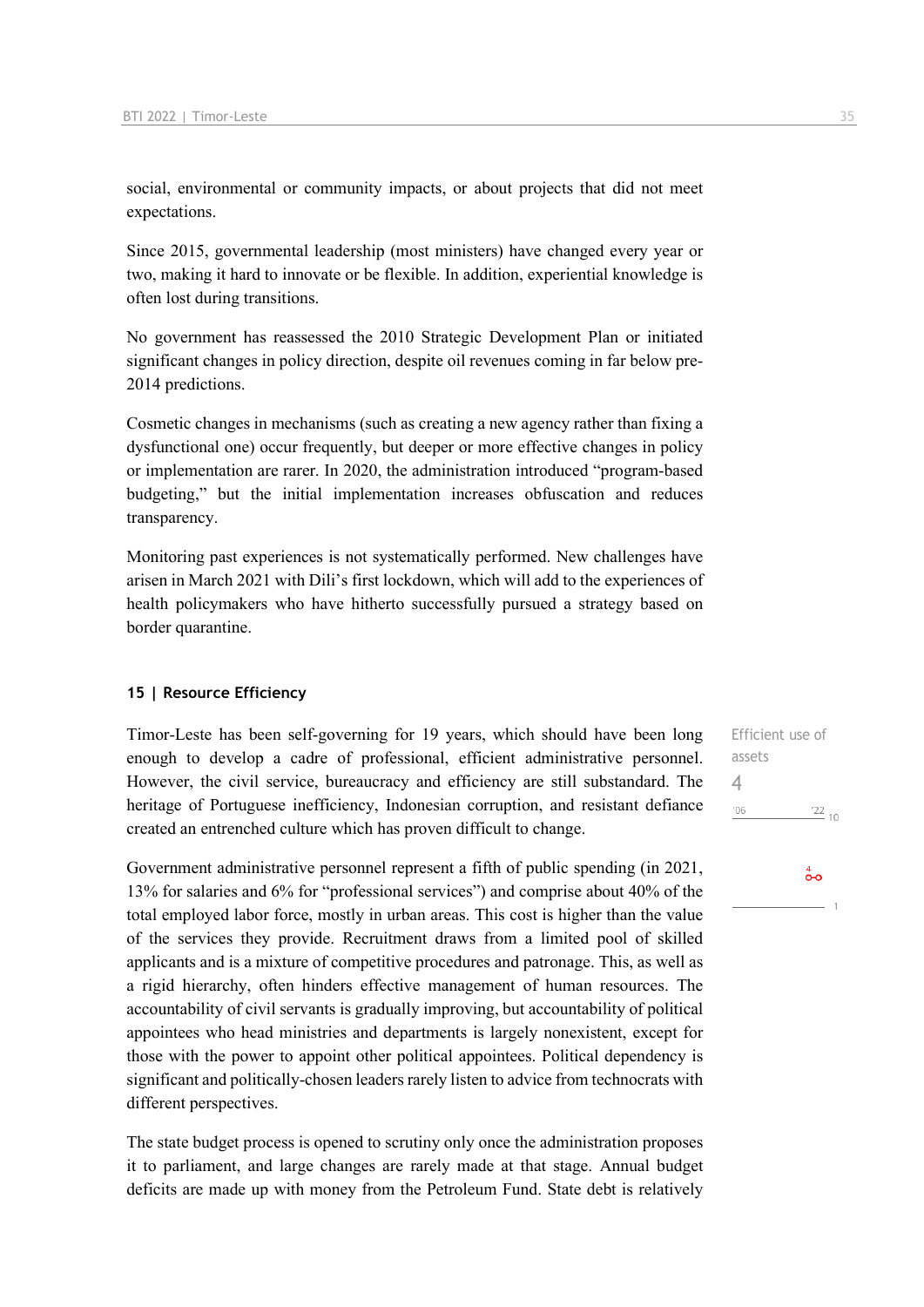social, environmental or community impacts, or about projects that did not meet expectations.

Since 2015, governmental leadership (most ministers) have changed every year or two, making it hard to innovate or be flexible. In addition, experiential knowledge is often lost during transitions.

No government has reassessed the 2010 Strategic Development Plan or initiated significant changes in policy direction, despite oil revenues coming in far below pre-2014 predictions.

Cosmetic changes in mechanisms (such as creating a new agency rather than fixing a dysfunctional one) occur frequently, but deeper or more effective changes in policy or implementation are rarer. In 2020, the administration introduced "program-based budgeting," but the initial implementation increases obfuscation and reduces transparency.

Monitoring past experiences is not systematically performed. New challenges have arisen in March 2021 with Dili's first lockdown, which will add to the experiences of health policymakers who have hitherto successfully pursued a strategy based on border quarantine.

### 15 | Resource Efficiency

Efficient use of assets
4

Timor-Leste has been self-governing for 19 years, which should have been long enough to develop a cadre of professional, efficient administrative personnel. However, the civil service, bureaucracy and efficiency are still substandard. The heritage of Portuguese inefficiency, Indonesian corruption, and resistant defiance created an entrenched culture which has proven difficult to change.

Government administrative personnel represent a fifth of public spending (in 2021, 13% for salaries and 6% for "professional services") and comprise about 40% of the total employed labor force, mostly in urban areas. This cost is higher than the value of the services they provide. Recruitment draws from a limited pool of skilled applicants and is a mixture of competitive procedures and patronage. This, as well as a rigid hierarchy, often hinders effective management of human resources. The accountability of civil servants is gradually improving, but accountability of political appointees who head ministries and departments is largely nonexistent, except for those with the power to appoint other political appointees. Political dependency is significant and politically-chosen leaders rarely listen to advice from technocrats with different perspectives.

The state budget process is opened to scrutiny only once the administration proposes it to parliament, and large changes are rarely made at that stage. Annual budget deficits are made up with money from the Petroleum Fund. State debt is relatively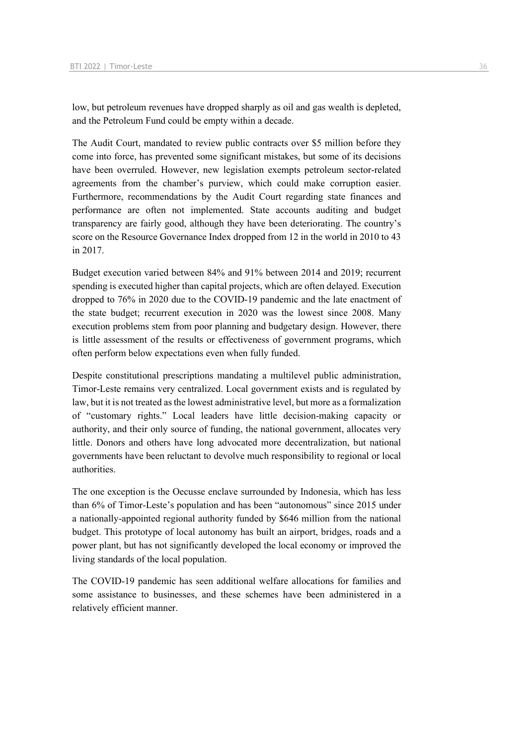low, but petroleum revenues have dropped sharply as oil and gas wealth is depleted, and the Petroleum Fund could be empty within a decade.

The Audit Court, mandated to review public contracts over $5 million before they come into force, has prevented some significant mistakes, but some of its decisions have been overruled. However, new legislation exempts petroleum sector-related agreements from the chamber's purview, which could make corruption easier. Furthermore, recommendations by the Audit Court regarding state finances and performance are often not implemented. State accounts auditing and budget transparency are fairly good, although they have been deteriorating. The country's score on the Resource Governance Index dropped from 12 in the world in 2010 to 43 in 2017.

Budget execution varied between 84% and 91% between 2014 and 2019; recurrent spending is executed higher than capital projects, which are often delayed. Execution dropped to 76% in 2020 due to the COVID-19 pandemic and the late enactment of the state budget; recurrent execution in 2020 was the lowest since 2008. Many execution problems stem from poor planning and budgetary design. However, there is little assessment of the results or effectiveness of government programs, which often perform below expectations even when fully funded.

Despite constitutional prescriptions mandating a multilevel public administration, Timor-Leste remains very centralized. Local government exists and is regulated by law, but it is not treated as the lowest administrative level, but more as a formalization of "customary rights." Local leaders have little decision-making capacity or authority, and their only source of funding, the national government, allocates very little. Donors and others have long advocated more decentralization, but national governments have been reluctant to devolve much responsibility to regional or local authorities.

The one exception is the Oecusse enclave surrounded by Indonesia, which has less than 6% of Timor-Leste's population and has been "autonomous" since 2015 under a nationally-appointed regional authority funded by $646 million from the national budget. This prototype of local autonomy has built an airport, bridges, roads and a power plant, but has not significantly developed the local economy or improved the living standards of the local population.

The COVID-19 pandemic has seen additional welfare allocations for families and some assistance to businesses, and these schemes have been administered in a relatively efficient manner.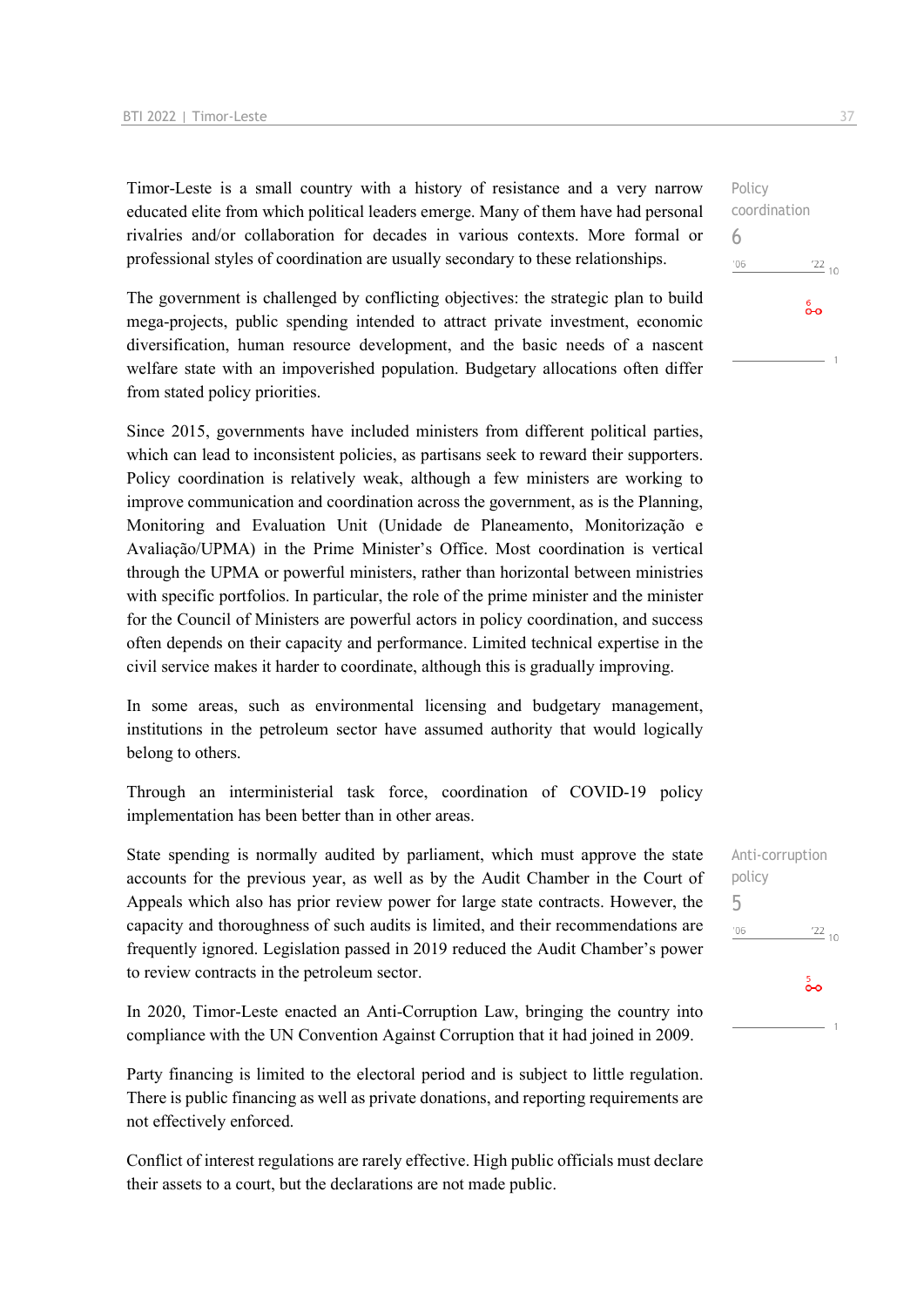Timor-Leste is a small country with a history of resistance and a very narrow educated elite from which political leaders emerge. Many of them have had personal rivalries and/or collaboration for decades in various contexts. More formal or professional styles of coordination are usually secondary to these relationships.

Policy coordination
6

The government is challenged by conflicting objectives: the strategic plan to build mega-projects, public spending intended to attract private investment, economic diversification, human resource development, and the basic needs of a nascent welfare state with an impoverished population. Budgetary allocations often differ from stated policy priorities.

Since 2015, governments have included ministers from different political parties, which can lead to inconsistent policies, as partisans seek to reward their supporters. Policy coordination is relatively weak, although a few ministers are working to improve communication and coordination across the government, as is the Planning, Monitoring and Evaluation Unit (Unidade de Planeamento, Monitorização e Avaliação/UPMA) in the Prime Minister's Office. Most coordination is vertical through the UPMA or powerful ministers, rather than horizontal between ministries with specific portfolios. In particular, the role of the prime minister and the minister for the Council of Ministers are powerful actors in policy coordination, and success often depends on their capacity and performance. Limited technical expertise in the civil service makes it harder to coordinate, although this is gradually improving.

In some areas, such as environmental licensing and budgetary management, institutions in the petroleum sector have assumed authority that would logically belong to others.

Through an interministerial task force, coordination of COVID-19 policy implementation has been better than in other areas.

Anti-corruption policy
5

State spending is normally audited by parliament, which must approve the state accounts for the previous year, as well as by the Audit Chamber in the Court of Appeals which also has prior review power for large state contracts. However, the capacity and thoroughness of such audits is limited, and their recommendations are frequently ignored. Legislation passed in 2019 reduced the Audit Chamber's power to review contracts in the petroleum sector.

In 2020, Timor-Leste enacted an Anti-Corruption Law, bringing the country into compliance with the UN Convention Against Corruption that it had joined in 2009.

Party financing is limited to the electoral period and is subject to little regulation. There is public financing as well as private donations, and reporting requirements are not effectively enforced.

Conflict of interest regulations are rarely effective. High public officials must declare their assets to a court, but the declarations are not made public.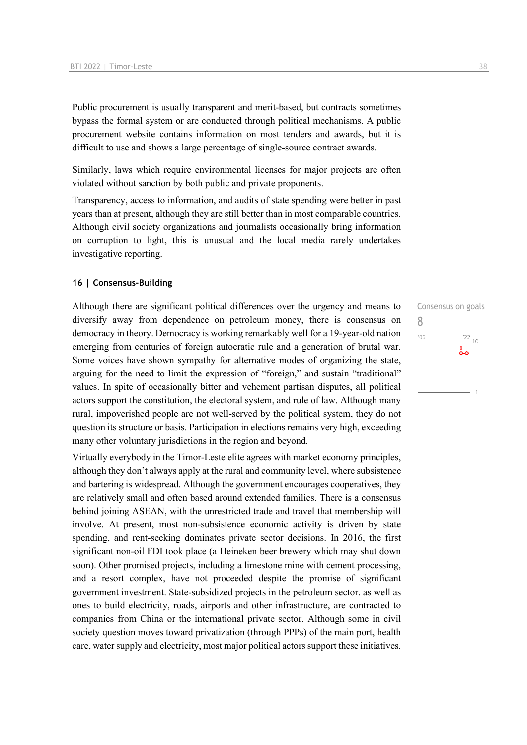Public procurement is usually transparent and merit-based, but contracts sometimes bypass the formal system or are conducted through political mechanisms. A public procurement website contains information on most tenders and awards, but it is difficult to use and shows a large percentage of single-source contract awards.

Similarly, laws which require environmental licenses for major projects are often violated without sanction by both public and private proponents.

Transparency, access to information, and audits of state spending were better in past years than at present, although they are still better than in most comparable countries. Although civil society organizations and journalists occasionally bring information on corruption to light, this is unusual and the local media rarely undertakes investigative reporting.

## 16 | Consensus-Building

Consensus on goals
8

Although there are significant political differences over the urgency and means to diversify away from dependence on petroleum money, there is consensus on democracy in theory. Democracy is working remarkably well for a 19-year-old nation emerging from centuries of foreign autocratic rule and a generation of brutal war. Some voices have shown sympathy for alternative modes of organizing the state, arguing for the need to limit the expression of "foreign," and sustain "traditional" values. In spite of occasionally bitter and vehement partisan disputes, all political actors support the constitution, the electoral system, and rule of law. Although many rural, impoverished people are not well-served by the political system, they do not question its structure or basis. Participation in elections remains very high, exceeding many other voluntary jurisdictions in the region and beyond.

Virtually everybody in the Timor-Leste elite agrees with market economy principles, although they don't always apply at the rural and community level, where subsistence and bartering is widespread. Although the government encourages cooperatives, they are relatively small and often based around extended families. There is a consensus behind joining ASEAN, with the unrestricted trade and travel that membership will involve. At present, most non-subsistence economic activity is driven by state spending, and rent-seeking dominates private sector decisions. In 2016, the first significant non-oil FDI took place (a Heineken beer brewery which may shut down soon). Other promised projects, including a limestone mine with cement processing, and a resort complex, have not proceeded despite the promise of significant government investment. State-subsidized projects in the petroleum sector, as well as ones to build electricity, roads, airports and other infrastructure, are contracted to companies from China or the international private sector. Although some in civil society question moves toward privatization (through PPPs) of the main port, health care, water supply and electricity, most major political actors support these initiatives.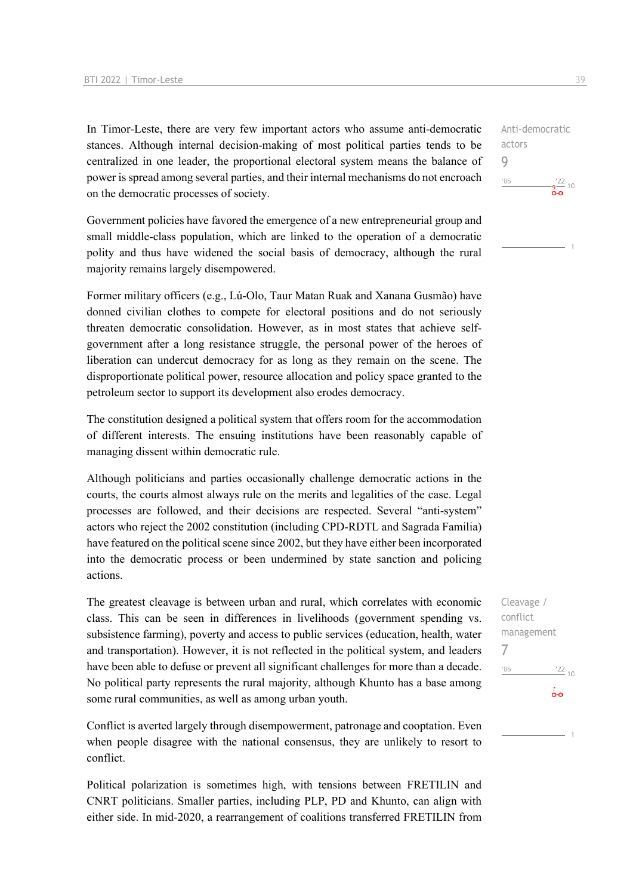In Timor-Leste, there are very few important actors who assume anti-democratic stances. Although internal decision-making of most political parties tends to be centralized in one leader, the proportional electoral system means the balance of power is spread among several parties, and their internal mechanisms do not encroach on the democratic processes of society.

Anti-democratic actors
9

Government policies have favored the emergence of a new entrepreneurial group and small middle-class population, which are linked to the operation of a democratic polity and thus have widened the social basis of democracy, although the rural majority remains largely disempowered.

Former military officers (e.g., Lú-Olo, Taur Matan Ruak and Xanana Gusmão) have donned civilian clothes to compete for electoral positions and do not seriously threaten democratic consolidation. However, as in most states that achieve self-government after a long resistance struggle, the personal power of the heroes of liberation can undercut democracy for as long as they remain on the scene. The disproportionate political power, resource allocation and policy space granted to the petroleum sector to support its development also erodes democracy.

The constitution designed a political system that offers room for the accommodation of different interests. The ensuing institutions have been reasonably capable of managing dissent within democratic rule.

Although politicians and parties occasionally challenge democratic actions in the courts, the courts almost always rule on the merits and legalities of the case. Legal processes are followed, and their decisions are respected. Several "anti-system" actors who reject the 2002 constitution (including CPD-RDTL and Sagrada Familia) have featured on the political scene since 2002, but they have either been incorporated into the democratic process or been undermined by state sanction and policing actions.

The greatest cleavage is between urban and rural, which correlates with economic class. This can be seen in differences in livelihoods (government spending vs. subsistence farming), poverty and access to public services (education, health, water and transportation). However, it is not reflected in the political system, and leaders have been able to defuse or prevent all significant challenges for more than a decade. No political party represents the rural majority, although Khunto has a base among some rural communities, as well as among urban youth.

Cleavage / conflict management
7

Conflict is averted largely through disempowerment, patronage and cooptation. Even when people disagree with the national consensus, they are unlikely to resort to conflict.

Political polarization is sometimes high, with tensions between FRETILIN and CNRT politicians. Smaller parties, including PLP, PD and Khunto, can align with either side. In mid-2020, a rearrangement of coalitions transferred FRETILIN from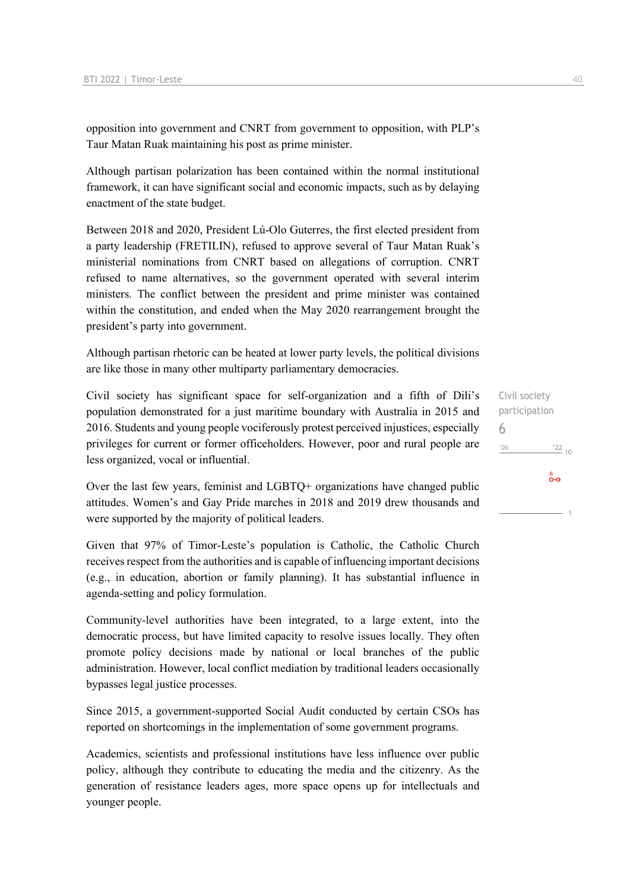opposition into government and CNRT from government to opposition, with PLP's Taur Matan Ruak maintaining his post as prime minister.

Although partisan polarization has been contained within the normal institutional framework, it can have significant social and economic impacts, such as by delaying enactment of the state budget.

Between 2018 and 2020, President Lú-Olo Guterres, the first elected president from a party leadership (FRETILIN), refused to approve several of Taur Matan Ruak's ministerial nominations from CNRT based on allegations of corruption. CNRT refused to name alternatives, so the government operated with several interim ministers. The conflict between the president and prime minister was contained within the constitution, and ended when the May 2020 rearrangement brought the president's party into government.

Although partisan rhetoric can be heated at lower party levels, the political divisions are like those in many other multiparty parliamentary democracies.

Civil society participation
6

Civil society has significant space for self-organization and a fifth of Dili's population demonstrated for a just maritime boundary with Australia in 2015 and 2016. Students and young people vociferously protest perceived injustices, especially privileges for current or former officeholders. However, poor and rural people are less organized, vocal or influential.

Over the last few years, feminist and LGBTQ+ organizations have changed public attitudes. Women's and Gay Pride marches in 2018 and 2019 drew thousands and were supported by the majority of political leaders.

Given that 97% of Timor-Leste's population is Catholic, the Catholic Church receives respect from the authorities and is capable of influencing important decisions (e.g., in education, abortion or family planning). It has substantial influence in agenda-setting and policy formulation.

Community-level authorities have been integrated, to a large extent, into the democratic process, but have limited capacity to resolve issues locally. They often promote policy decisions made by national or local branches of the public administration. However, local conflict mediation by traditional leaders occasionally bypasses legal justice processes.

Since 2015, a government-supported Social Audit conducted by certain CSOs has reported on shortcomings in the implementation of some government programs.

Academics, scientists and professional institutions have less influence over public policy, although they contribute to educating the media and the citizenry. As the generation of resistance leaders ages, more space opens up for intellectuals and younger people.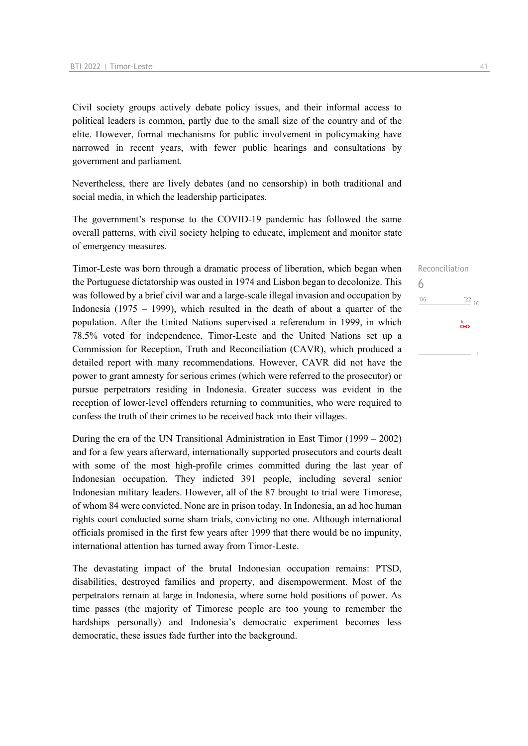Civil society groups actively debate policy issues, and their informal access to political leaders is common, partly due to the small size of the country and of the elite. However, formal mechanisms for public involvement in policymaking have narrowed in recent years, with fewer public hearings and consultations by government and parliament.

Nevertheless, there are lively debates (and no censorship) in both traditional and social media, in which the leadership participates.

The government's response to the COVID-19 pandemic has followed the same overall patterns, with civil society helping to educate, implement and monitor state of emergency measures.

Reconciliation
6

Timor-Leste was born through a dramatic process of liberation, which began when the Portuguese dictatorship was ousted in 1974 and Lisbon began to decolonize. This was followed by a brief civil war and a large-scale illegal invasion and occupation by Indonesia (1975 – 1999), which resulted in the death of about a quarter of the population. After the United Nations supervised a referendum in 1999, in which 78.5% voted for independence, Timor-Leste and the United Nations set up a Commission for Reception, Truth and Reconciliation (CAVR), which produced a detailed report with many recommendations. However, CAVR did not have the power to grant amnesty for serious crimes (which were referred to the prosecutor) or pursue perpetrators residing in Indonesia. Greater success was evident in the reception of lower-level offenders returning to communities, who were required to confess the truth of their crimes to be received back into their villages.

During the era of the UN Transitional Administration in East Timor (1999 – 2002) and for a few years afterward, internationally supported prosecutors and courts dealt with some of the most high-profile crimes committed during the last year of Indonesian occupation. They indicted 391 people, including several senior Indonesian military leaders. However, all of the 87 brought to trial were Timorese, of whom 84 were convicted. None are in prison today. In Indonesia, an ad hoc human rights court conducted some sham trials, convicting no one. Although international officials promised in the first few years after 1999 that there would be no impunity, international attention has turned away from Timor-Leste.

The devastating impact of the brutal Indonesian occupation remains: PTSD, disabilities, destroyed families and property, and disempowerment. Most of the perpetrators remain at large in Indonesia, where some hold positions of power. As time passes (the majority of Timorese people are too young to remember the hardships personally) and Indonesia's democratic experiment becomes less democratic, these issues fade further into the background.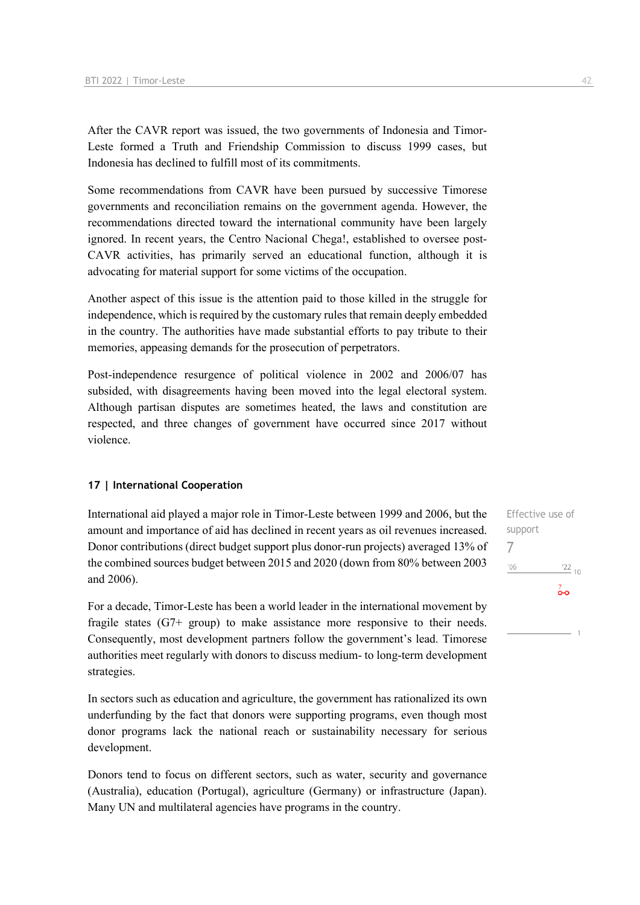After the CAVR report was issued, the two governments of Indonesia and Timor-Leste formed a Truth and Friendship Commission to discuss 1999 cases, but Indonesia has declined to fulfill most of its commitments.

Some recommendations from CAVR have been pursued by successive Timorese governments and reconciliation remains on the government agenda. However, the recommendations directed toward the international community have been largely ignored. In recent years, the Centro Nacional Chega!, established to oversee post-CAVR activities, has primarily served an educational function, although it is advocating for material support for some victims of the occupation.

Another aspect of this issue is the attention paid to those killed in the struggle for independence, which is required by the customary rules that remain deeply embedded in the country. The authorities have made substantial efforts to pay tribute to their memories, appeasing demands for the prosecution of perpetrators.

Post-independence resurgence of political violence in 2002 and 2006/07 has subsided, with disagreements having been moved into the legal electoral system. Although partisan disputes are sometimes heated, the laws and constitution are respected, and three changes of government have occurred since 2017 without violence.

### 17 | International Cooperation

Effective use of support

7

International aid played a major role in Timor-Leste between 1999 and 2006, but the amount and importance of aid has declined in recent years as oil revenues increased. Donor contributions (direct budget support plus donor-run projects) averaged 13% of the combined sources budget between 2015 and 2020 (down from 80% between 2003 and 2006).

For a decade, Timor-Leste has been a world leader in the international movement by fragile states (G7+ group) to make assistance more responsive to their needs. Consequently, most development partners follow the government's lead. Timorese authorities meet regularly with donors to discuss medium- to long-term development strategies.

In sectors such as education and agriculture, the government has rationalized its own underfunding by the fact that donors were supporting programs, even though most donor programs lack the national reach or sustainability necessary for serious development.

Donors tend to focus on different sectors, such as water, security and governance (Australia), education (Portugal), agriculture (Germany) or infrastructure (Japan). Many UN and multilateral agencies have programs in the country.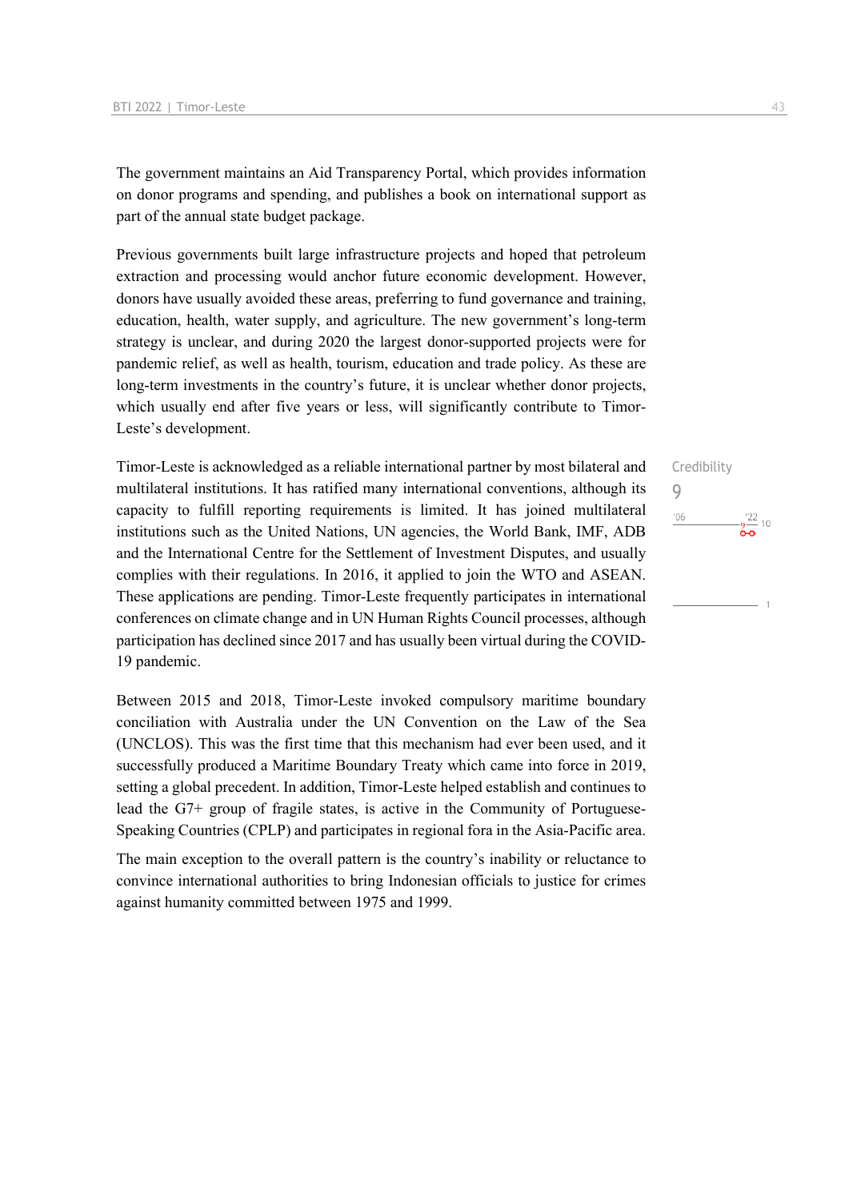The government maintains an Aid Transparency Portal, which provides information on donor programs and spending, and publishes a book on international support as part of the annual state budget package.

Previous governments built large infrastructure projects and hoped that petroleum extraction and processing would anchor future economic development. However, donors have usually avoided these areas, preferring to fund governance and training, education, health, water supply, and agriculture. The new government's long-term strategy is unclear, and during 2020 the largest donor-supported projects were for pandemic relief, as well as health, tourism, education and trade policy. As these are long-term investments in the country's future, it is unclear whether donor projects, which usually end after five years or less, will significantly contribute to Timor-Leste's development.

Credibility
9

Timor-Leste is acknowledged as a reliable international partner by most bilateral and multilateral institutions. It has ratified many international conventions, although its capacity to fulfill reporting requirements is limited. It has joined multilateral institutions such as the United Nations, UN agencies, the World Bank, IMF, ADB and the International Centre for the Settlement of Investment Disputes, and usually complies with their regulations. In 2016, it applied to join the WTO and ASEAN. These applications are pending. Timor-Leste frequently participates in international conferences on climate change and in UN Human Rights Council processes, although participation has declined since 2017 and has usually been virtual during the COVID-19 pandemic.

Between 2015 and 2018, Timor-Leste invoked compulsory maritime boundary conciliation with Australia under the UN Convention on the Law of the Sea (UNCLOS). This was the first time that this mechanism had ever been used, and it successfully produced a Maritime Boundary Treaty which came into force in 2019, setting a global precedent. In addition, Timor-Leste helped establish and continues to lead the G7+ group of fragile states, is active in the Community of Portuguese-Speaking Countries (CPLP) and participates in regional fora in the Asia-Pacific area.

The main exception to the overall pattern is the country's inability or reluctance to convince international authorities to bring Indonesian officials to justice for crimes against humanity committed between 1975 and 1999.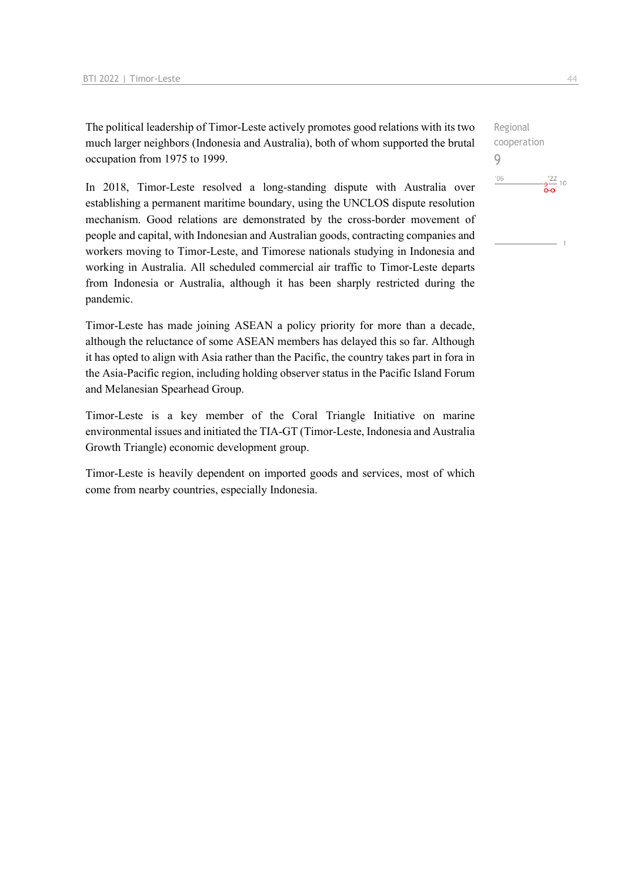The political leadership of Timor-Leste actively promotes good relations with its two much larger neighbors (Indonesia and Australia), both of whom supported the brutal occupation from 1975 to 1999.

Regional cooperation
9

In 2018, Timor-Leste resolved a long-standing dispute with Australia over establishing a permanent maritime boundary, using the UNCLOS dispute resolution mechanism. Good relations are demonstrated by the cross-border movement of people and capital, with Indonesian and Australian goods, contracting companies and workers moving to Timor-Leste, and Timorese nationals studying in Indonesia and working in Australia. All scheduled commercial air traffic to Timor-Leste departs from Indonesia or Australia, although it has been sharply restricted during the pandemic.

Timor-Leste has made joining ASEAN a policy priority for more than a decade, although the reluctance of some ASEAN members has delayed this so far. Although it has opted to align with Asia rather than the Pacific, the country takes part in fora in the Asia-Pacific region, including holding observer status in the Pacific Island Forum and Melanesian Spearhead Group.

Timor-Leste is a key member of the Coral Triangle Initiative on marine environmental issues and initiated the TIA-GT (Timor-Leste, Indonesia and Australia Growth Triangle) economic development group.

Timor-Leste is heavily dependent on imported goods and services, most of which come from nearby countries, especially Indonesia.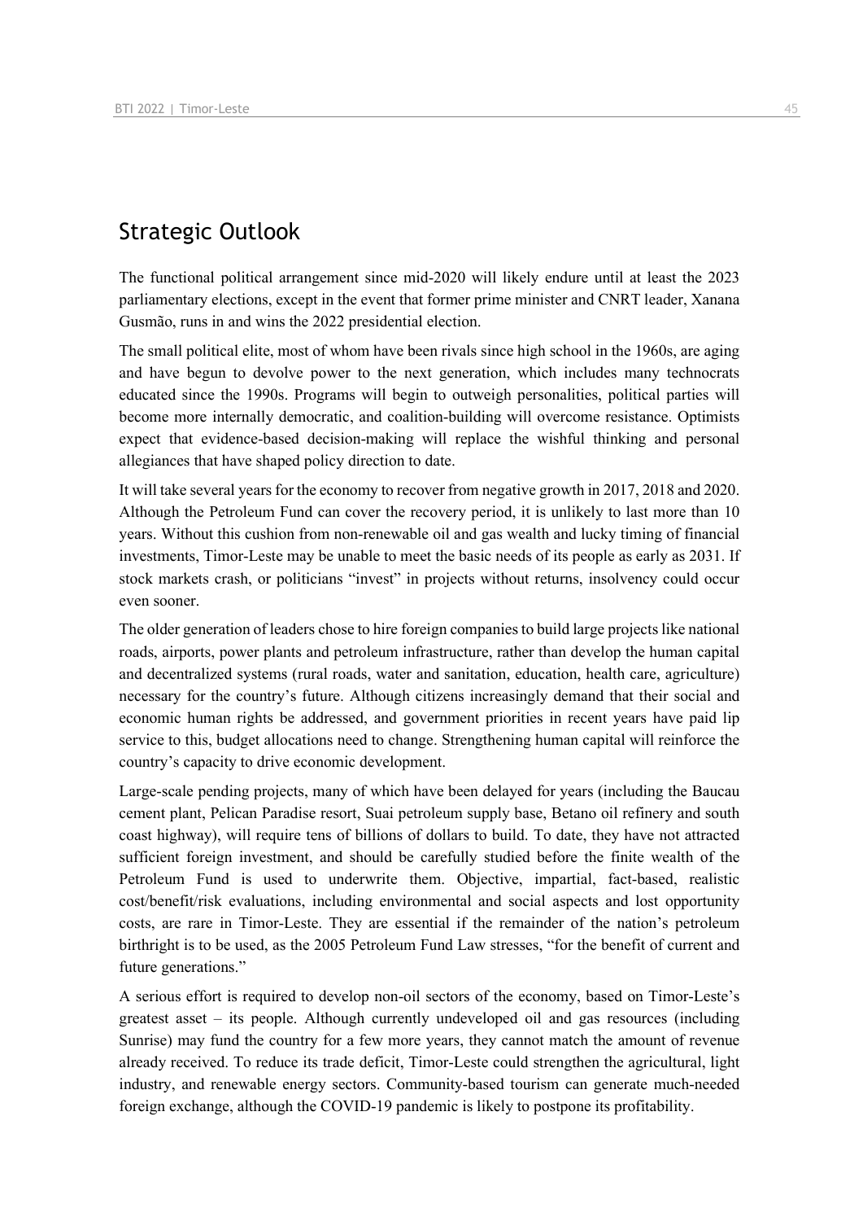## Strategic Outlook

The functional political arrangement since mid-2020 will likely endure until at least the 2023 parliamentary elections, except in the event that former prime minister and CNRT leader, Xanana Gusmão, runs in and wins the 2022 presidential election.

The small political elite, most of whom have been rivals since high school in the 1960s, are aging and have begun to devolve power to the next generation, which includes many technocrats educated since the 1990s. Programs will begin to outweigh personalities, political parties will become more internally democratic, and coalition-building will overcome resistance. Optimists expect that evidence-based decision-making will replace the wishful thinking and personal allegiances that have shaped policy direction to date.

It will take several years for the economy to recover from negative growth in 2017, 2018 and 2020. Although the Petroleum Fund can cover the recovery period, it is unlikely to last more than 10 years. Without this cushion from non-renewable oil and gas wealth and lucky timing of financial investments, Timor-Leste may be unable to meet the basic needs of its people as early as 2031. If stock markets crash, or politicians "invest" in projects without returns, insolvency could occur even sooner.

The older generation of leaders chose to hire foreign companies to build large projects like national roads, airports, power plants and petroleum infrastructure, rather than develop the human capital and decentralized systems (rural roads, water and sanitation, education, health care, agriculture) necessary for the country's future. Although citizens increasingly demand that their social and economic human rights be addressed, and government priorities in recent years have paid lip service to this, budget allocations need to change. Strengthening human capital will reinforce the country's capacity to drive economic development.

Large-scale pending projects, many of which have been delayed for years (including the Baucau cement plant, Pelican Paradise resort, Suai petroleum supply base, Betano oil refinery and south coast highway), will require tens of billions of dollars to build. To date, they have not attracted sufficient foreign investment, and should be carefully studied before the finite wealth of the Petroleum Fund is used to underwrite them. Objective, impartial, fact-based, realistic cost/benefit/risk evaluations, including environmental and social aspects and lost opportunity costs, are rare in Timor-Leste. They are essential if the remainder of the nation's petroleum birthright is to be used, as the 2005 Petroleum Fund Law stresses, "for the benefit of current and future generations."

A serious effort is required to develop non-oil sectors of the economy, based on Timor-Leste's greatest asset – its people. Although currently undeveloped oil and gas resources (including Sunrise) may fund the country for a few more years, they cannot match the amount of revenue already received. To reduce its trade deficit, Timor-Leste could strengthen the agricultural, light industry, and renewable energy sectors. Community-based tourism can generate much-needed foreign exchange, although the COVID-19 pandemic is likely to postpone its profitability.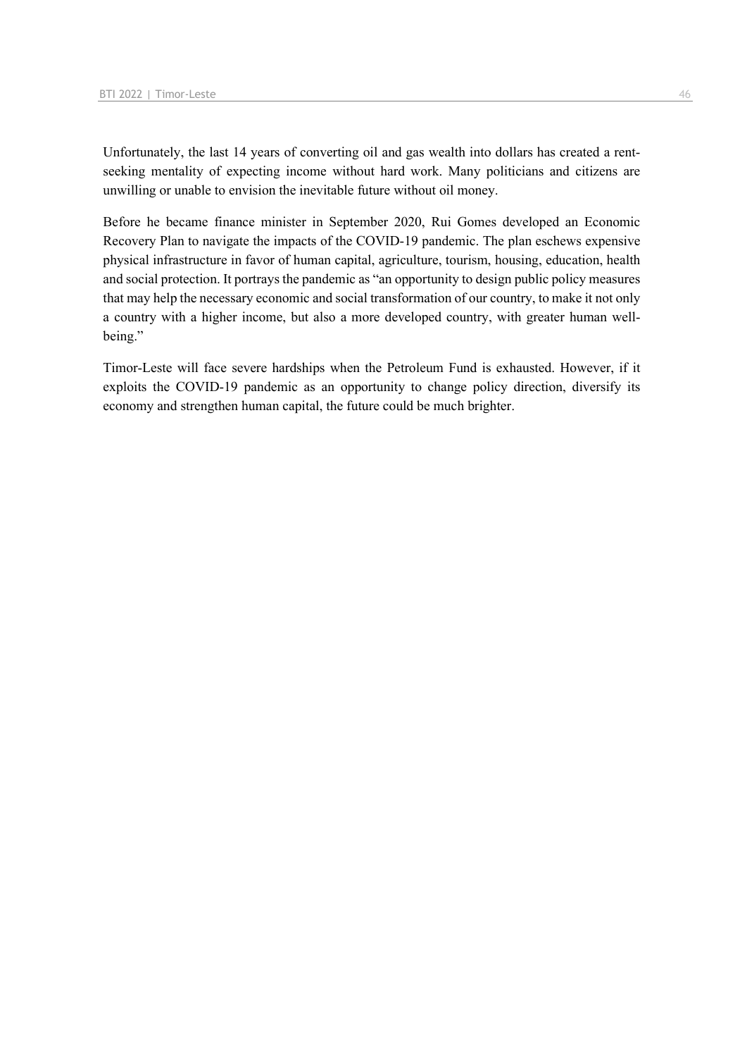Unfortunately, the last 14 years of converting oil and gas wealth into dollars has created a rent-seeking mentality of expecting income without hard work. Many politicians and citizens are unwilling or unable to envision the inevitable future without oil money.

Before he became finance minister in September 2020, Rui Gomes developed an Economic Recovery Plan to navigate the impacts of the COVID-19 pandemic. The plan eschews expensive physical infrastructure in favor of human capital, agriculture, tourism, housing, education, health and social protection. It portrays the pandemic as "an opportunity to design public policy measures that may help the necessary economic and social transformation of our country, to make it not only a country with a higher income, but also a more developed country, with greater human well-being."

Timor-Leste will face severe hardships when the Petroleum Fund is exhausted. However, if it exploits the COVID-19 pandemic as an opportunity to change policy direction, diversify its economy and strengthen human capital, the future could be much brighter.